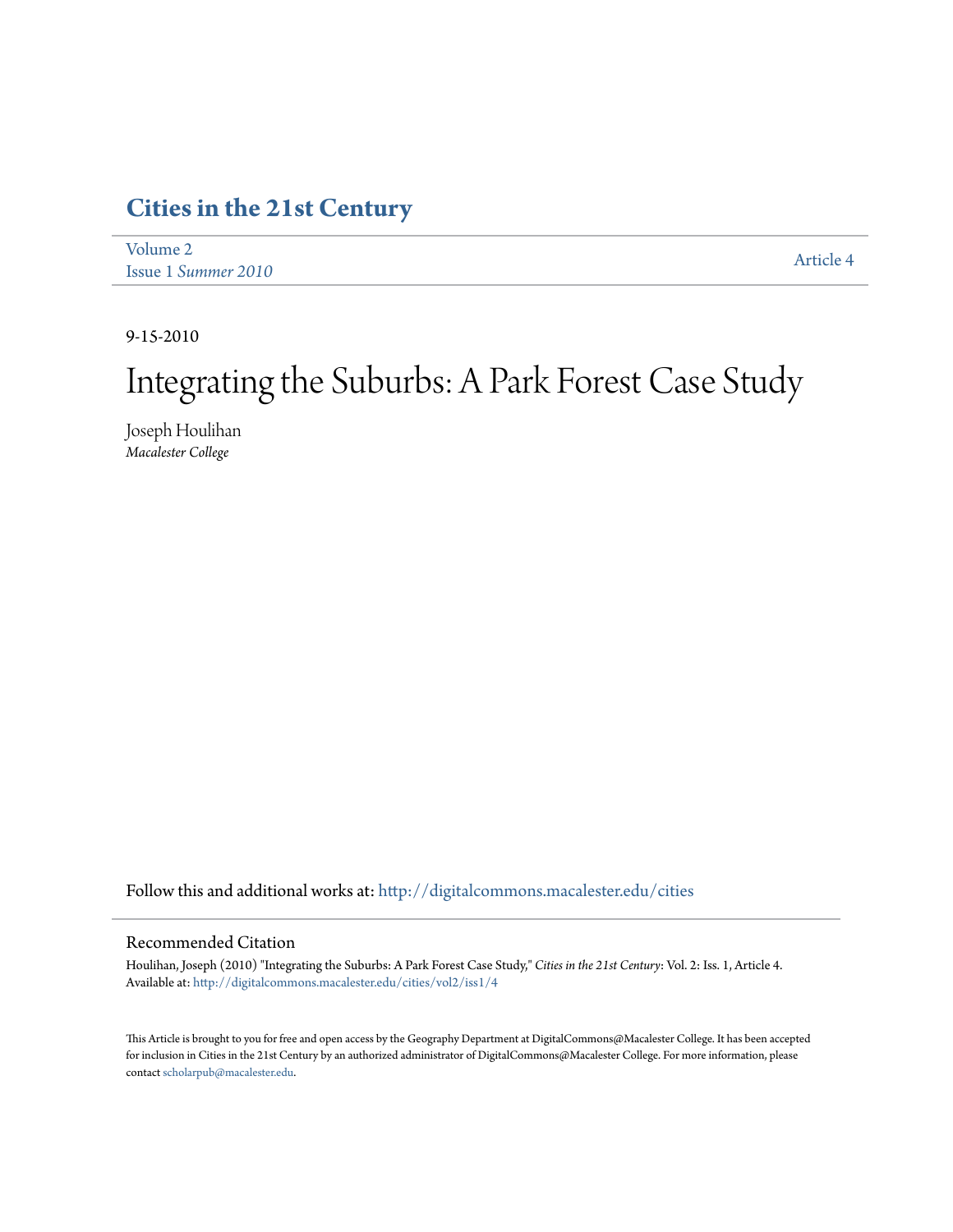# Cities in the 21st Century

Volume 2
Issue 1 *Summer 2010*

Article 4

9-15-2010

# Integrating the Suburbs: A Park Forest Case Study

Joseph Houlihan
*Macalester College*

Follow this and additional works at: http://digitalcommons.macalester.edu/cities

## Recommended Citation

Houlihan, Joseph (2010) "Integrating the Suburbs: A Park Forest Case Study," *Cities in the 21st Century*: Vol. 2: Iss. 1, Article 4.
Available at: http://digitalcommons.macalester.edu/cities/vol2/iss1/4

This Article is brought to you for free and open access by the Geography Department at DigitalCommons@Macalester College. It has been accepted for inclusion in Cities in the 21st Century by an authorized administrator of DigitalCommons@Macalester College. For more information, please contact scholarpub@macalester.edu.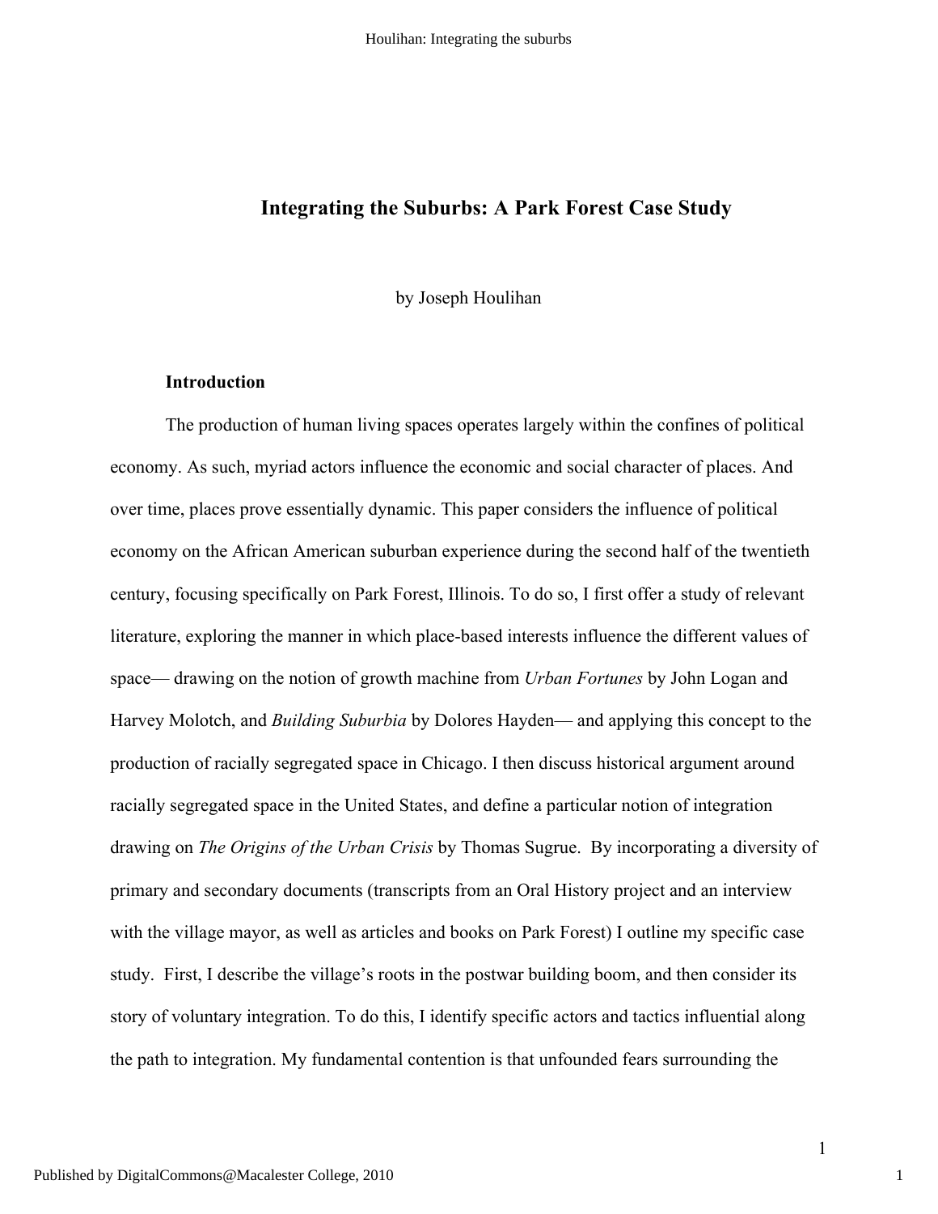## Integrating the Suburbs: A Park Forest Case Study

by Joseph Houlihan

### Introduction

The production of human living spaces operates largely within the confines of political economy. As such, myriad actors influence the economic and social character of places. And over time, places prove essentially dynamic. This paper considers the influence of political economy on the African American suburban experience during the second half of the twentieth century, focusing specifically on Park Forest, Illinois. To do so, I first offer a study of relevant literature, exploring the manner in which place-based interests influence the different values of space— drawing on the notion of growth machine from *Urban Fortunes* by John Logan and Harvey Molotch, and *Building Suburbia* by Dolores Hayden— and applying this concept to the production of racially segregated space in Chicago. I then discuss historical argument around racially segregated space in the United States, and define a particular notion of integration drawing on *The Origins of the Urban Crisis* by Thomas Sugrue. By incorporating a diversity of primary and secondary documents (transcripts from an Oral History project and an interview with the village mayor, as well as articles and books on Park Forest) I outline my specific case study. First, I describe the village's roots in the postwar building boom, and then consider its story of voluntary integration. To do this, I identify specific actors and tactics influential along the path to integration. My fundamental contention is that unfounded fears surrounding the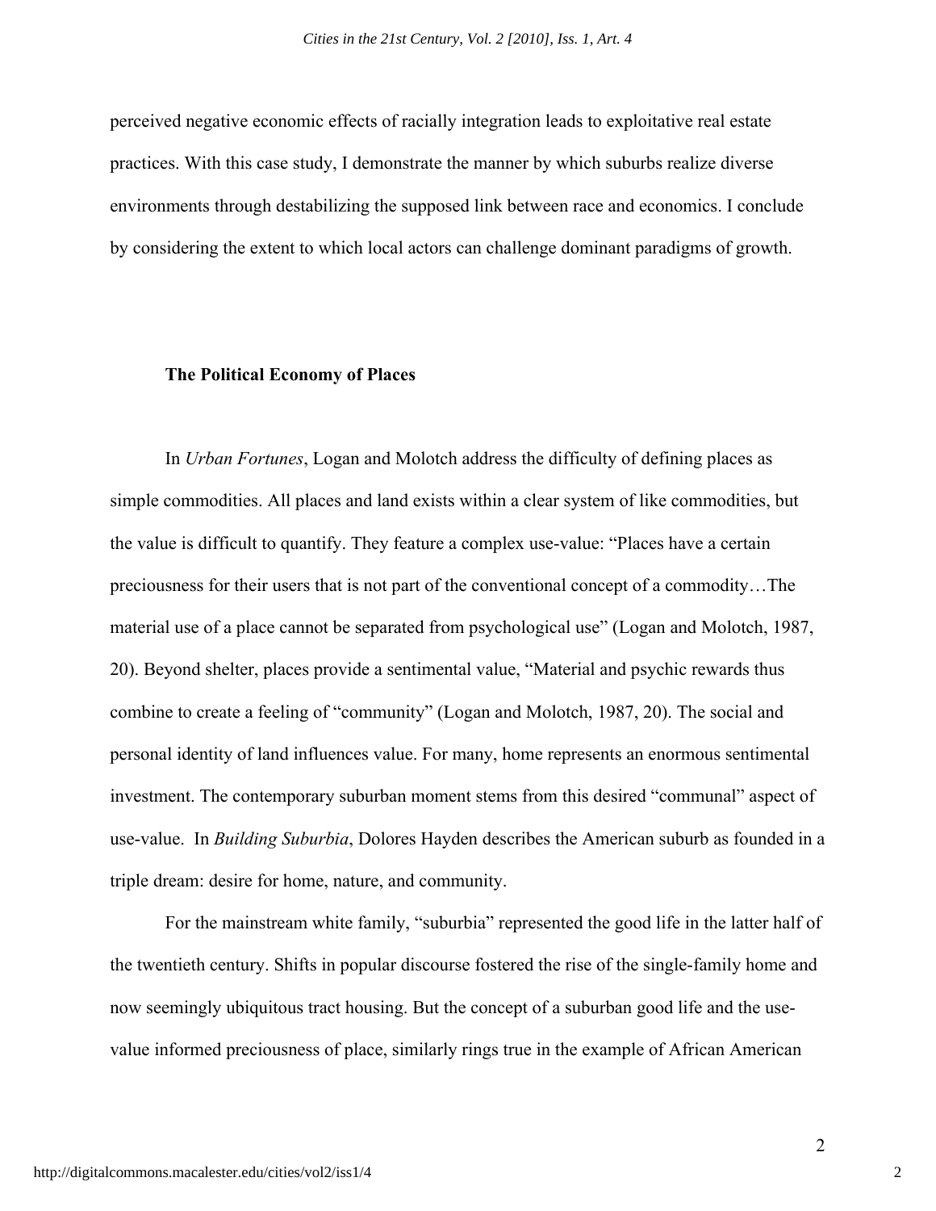perceived negative economic effects of racially integration leads to exploitative real estate practices. With this case study, I demonstrate the manner by which suburbs realize diverse environments through destabilizing the supposed link between race and economics. I conclude by considering the extent to which local actors can challenge dominant paradigms of growth.

## The Political Economy of Places

In *Urban Fortunes*, Logan and Molotch address the difficulty of defining places as simple commodities. All places and land exists within a clear system of like commodities, but the value is difficult to quantify. They feature a complex use-value: "Places have a certain preciousness for their users that is not part of the conventional concept of a commodity…The material use of a place cannot be separated from psychological use" (Logan and Molotch, 1987, 20). Beyond shelter, places provide a sentimental value, "Material and psychic rewards thus combine to create a feeling of "community" (Logan and Molotch, 1987, 20). The social and personal identity of land influences value. For many, home represents an enormous sentimental investment. The contemporary suburban moment stems from this desired "communal" aspect of use-value. In *Building Suburbia*, Dolores Hayden describes the American suburb as founded in a triple dream: desire for home, nature, and community.

For the mainstream white family, "suburbia" represented the good life in the latter half of the twentieth century. Shifts in popular discourse fostered the rise of the single-family home and now seemingly ubiquitous tract housing. But the concept of a suburban good life and the use-value informed preciousness of place, similarly rings true in the example of African American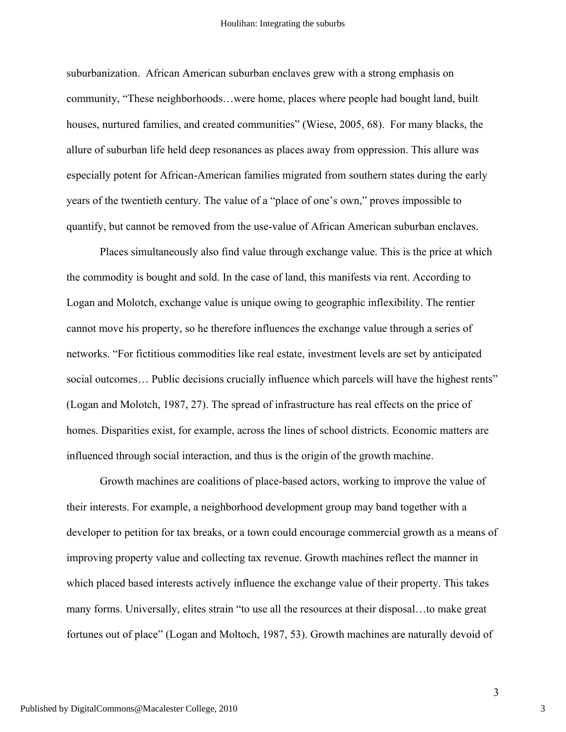suburbanization. African American suburban enclaves grew with a strong emphasis on community, "These neighborhoods…were home, places where people had bought land, built houses, nurtured families, and created communities" (Wiese, 2005, 68). For many blacks, the allure of suburban life held deep resonances as places away from oppression. This allure was especially potent for African-American families migrated from southern states during the early years of the twentieth century. The value of a "place of one's own," proves impossible to quantify, but cannot be removed from the use-value of African American suburban enclaves.

Places simultaneously also find value through exchange value. This is the price at which the commodity is bought and sold. In the case of land, this manifests via rent. According to Logan and Molotch, exchange value is unique owing to geographic inflexibility. The rentier cannot move his property, so he therefore influences the exchange value through a series of networks. "For fictitious commodities like real estate, investment levels are set by anticipated social outcomes… Public decisions crucially influence which parcels will have the highest rents" (Logan and Molotch, 1987, 27). The spread of infrastructure has real effects on the price of homes. Disparities exist, for example, across the lines of school districts. Economic matters are influenced through social interaction, and thus is the origin of the growth machine.

Growth machines are coalitions of place-based actors, working to improve the value of their interests. For example, a neighborhood development group may band together with a developer to petition for tax breaks, or a town could encourage commercial growth as a means of improving property value and collecting tax revenue. Growth machines reflect the manner in which placed based interests actively influence the exchange value of their property. This takes many forms. Universally, elites strain "to use all the resources at their disposal…to make great fortunes out of place" (Logan and Moltoch, 1987, 53). Growth machines are naturally devoid of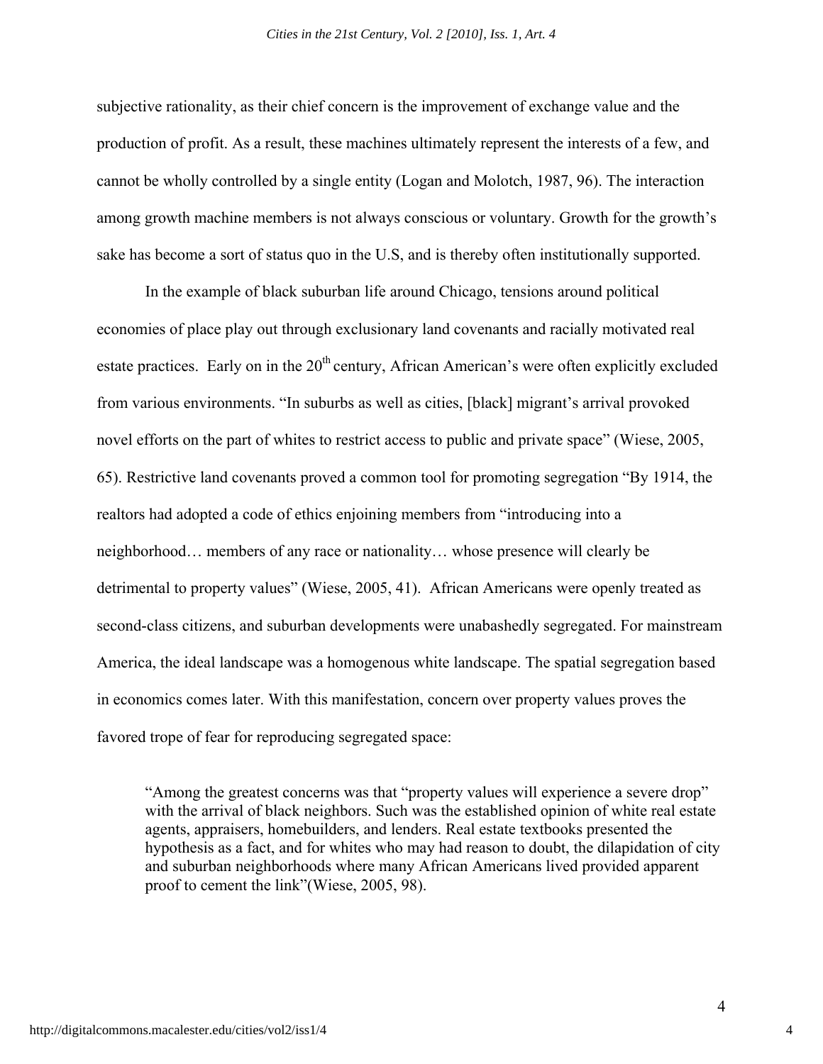subjective rationality, as their chief concern is the improvement of exchange value and the production of profit. As a result, these machines ultimately represent the interests of a few, and cannot be wholly controlled by a single entity (Logan and Molotch, 1987, 96). The interaction among growth machine members is not always conscious or voluntary. Growth for the growth's sake has become a sort of status quo in the U.S, and is thereby often institutionally supported.

In the example of black suburban life around Chicago, tensions around political economies of place play out through exclusionary land covenants and racially motivated real estate practices. Early on in the 20th century, African American's were often explicitly excluded from various environments. "In suburbs as well as cities, [black] migrant's arrival provoked novel efforts on the part of whites to restrict access to public and private space" (Wiese, 2005, 65). Restrictive land covenants proved a common tool for promoting segregation "By 1914, the realtors had adopted a code of ethics enjoining members from "introducing into a neighborhood… members of any race or nationality… whose presence will clearly be detrimental to property values" (Wiese, 2005, 41). African Americans were openly treated as second-class citizens, and suburban developments were unabashedly segregated. For mainstream America, the ideal landscape was a homogenous white landscape. The spatial segregation based in economics comes later. With this manifestation, concern over property values proves the favored trope of fear for reproducing segregated space:

> "Among the greatest concerns was that "property values will experience a severe drop" with the arrival of black neighbors. Such was the established opinion of white real estate agents, appraisers, homebuilders, and lenders. Real estate textbooks presented the hypothesis as a fact, and for whites who may had reason to doubt, the dilapidation of city and suburban neighborhoods where many African Americans lived provided apparent proof to cement the link"(Wiese, 2005, 98).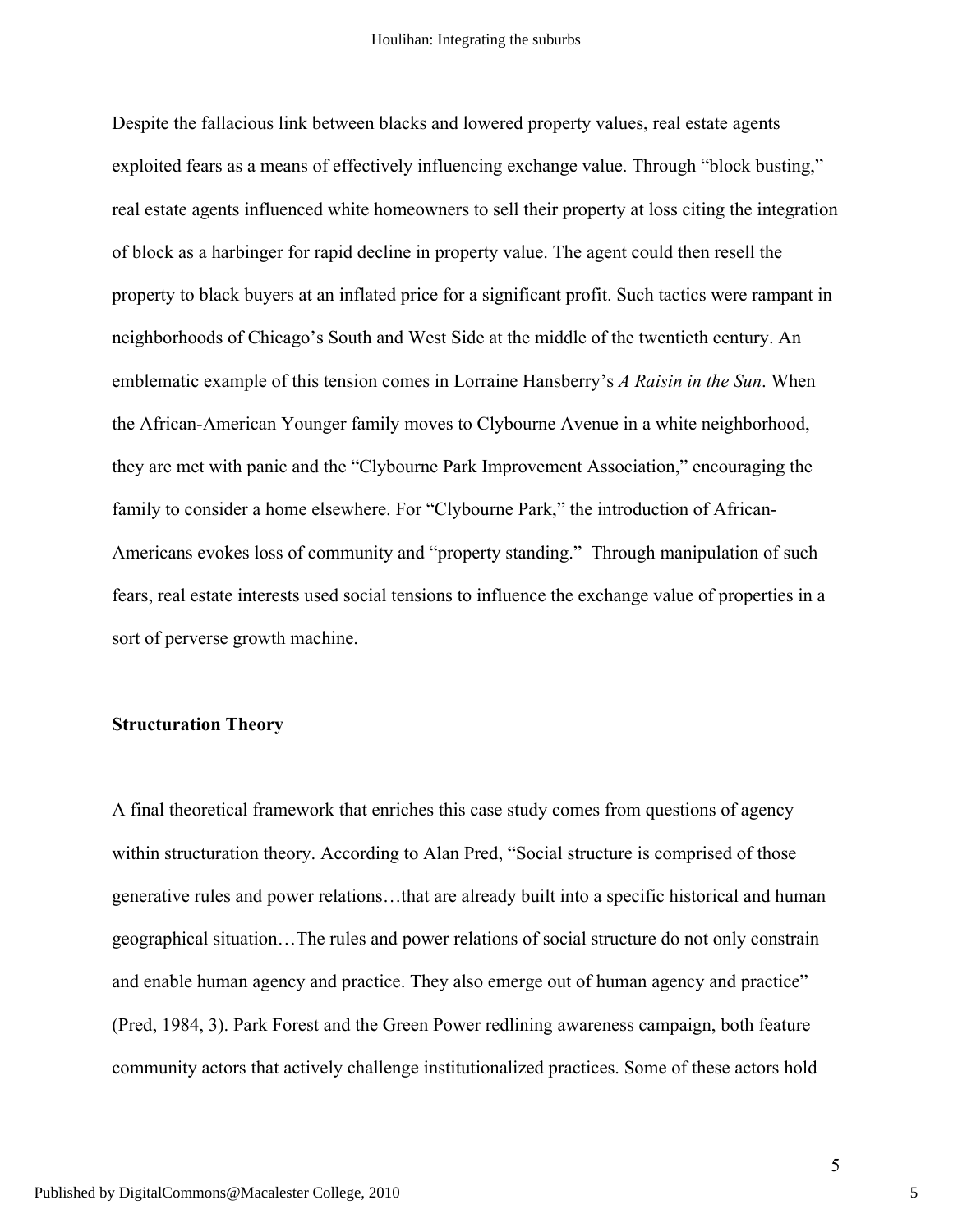Despite the fallacious link between blacks and lowered property values, real estate agents exploited fears as a means of effectively influencing exchange value. Through "block busting," real estate agents influenced white homeowners to sell their property at loss citing the integration of block as a harbinger for rapid decline in property value. The agent could then resell the property to black buyers at an inflated price for a significant profit. Such tactics were rampant in neighborhoods of Chicago's South and West Side at the middle of the twentieth century. An emblematic example of this tension comes in Lorraine Hansberry's *A Raisin in the Sun*. When the African-American Younger family moves to Clybourne Avenue in a white neighborhood, they are met with panic and the "Clybourne Park Improvement Association," encouraging the family to consider a home elsewhere. For "Clybourne Park," the introduction of African-Americans evokes loss of community and "property standing." Through manipulation of such fears, real estate interests used social tensions to influence the exchange value of properties in a sort of perverse growth machine.

**Structuration Theory**

A final theoretical framework that enriches this case study comes from questions of agency within structuration theory. According to Alan Pred, "Social structure is comprised of those generative rules and power relations…that are already built into a specific historical and human geographical situation…The rules and power relations of social structure do not only constrain and enable human agency and practice. They also emerge out of human agency and practice" (Pred, 1984, 3). Park Forest and the Green Power redlining awareness campaign, both feature community actors that actively challenge institutionalized practices. Some of these actors hold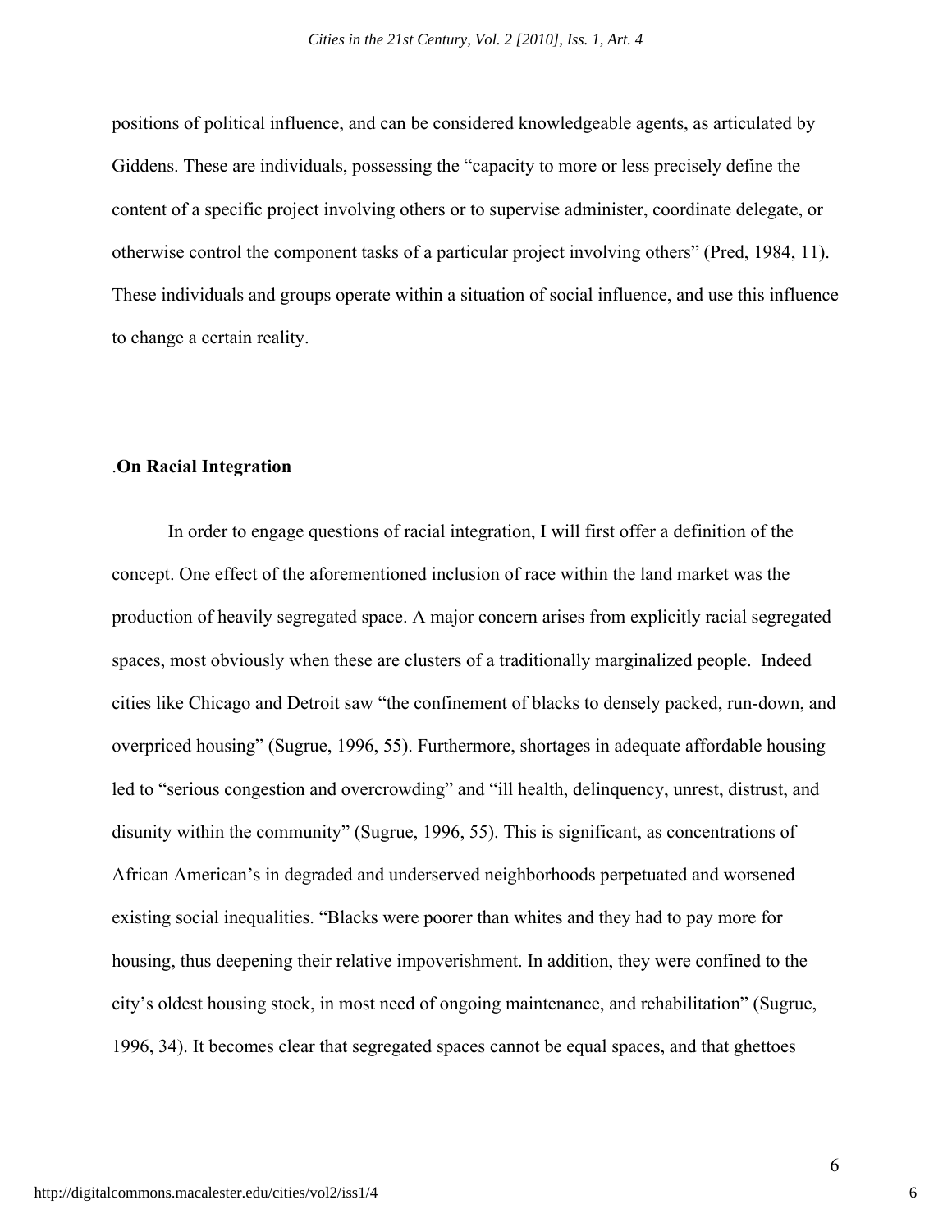positions of political influence, and can be considered knowledgeable agents, as articulated by Giddens. These are individuals, possessing the "capacity to more or less precisely define the content of a specific project involving others or to supervise administer, coordinate delegate, or otherwise control the component tasks of a particular project involving others" (Pred, 1984, 11). These individuals and groups operate within a situation of social influence, and use this influence to change a certain reality.

## .On Racial Integration

In order to engage questions of racial integration, I will first offer a definition of the concept. One effect of the aforementioned inclusion of race within the land market was the production of heavily segregated space. A major concern arises from explicitly racial segregated spaces, most obviously when these are clusters of a traditionally marginalized people. Indeed cities like Chicago and Detroit saw "the confinement of blacks to densely packed, run-down, and overpriced housing" (Sugrue, 1996, 55). Furthermore, shortages in adequate affordable housing led to "serious congestion and overcrowding" and "ill health, delinquency, unrest, distrust, and disunity within the community" (Sugrue, 1996, 55). This is significant, as concentrations of African American's in degraded and underserved neighborhoods perpetuated and worsened existing social inequalities. "Blacks were poorer than whites and they had to pay more for housing, thus deepening their relative impoverishment. In addition, they were confined to the city's oldest housing stock, in most need of ongoing maintenance, and rehabilitation" (Sugrue, 1996, 34). It becomes clear that segregated spaces cannot be equal spaces, and that ghettoes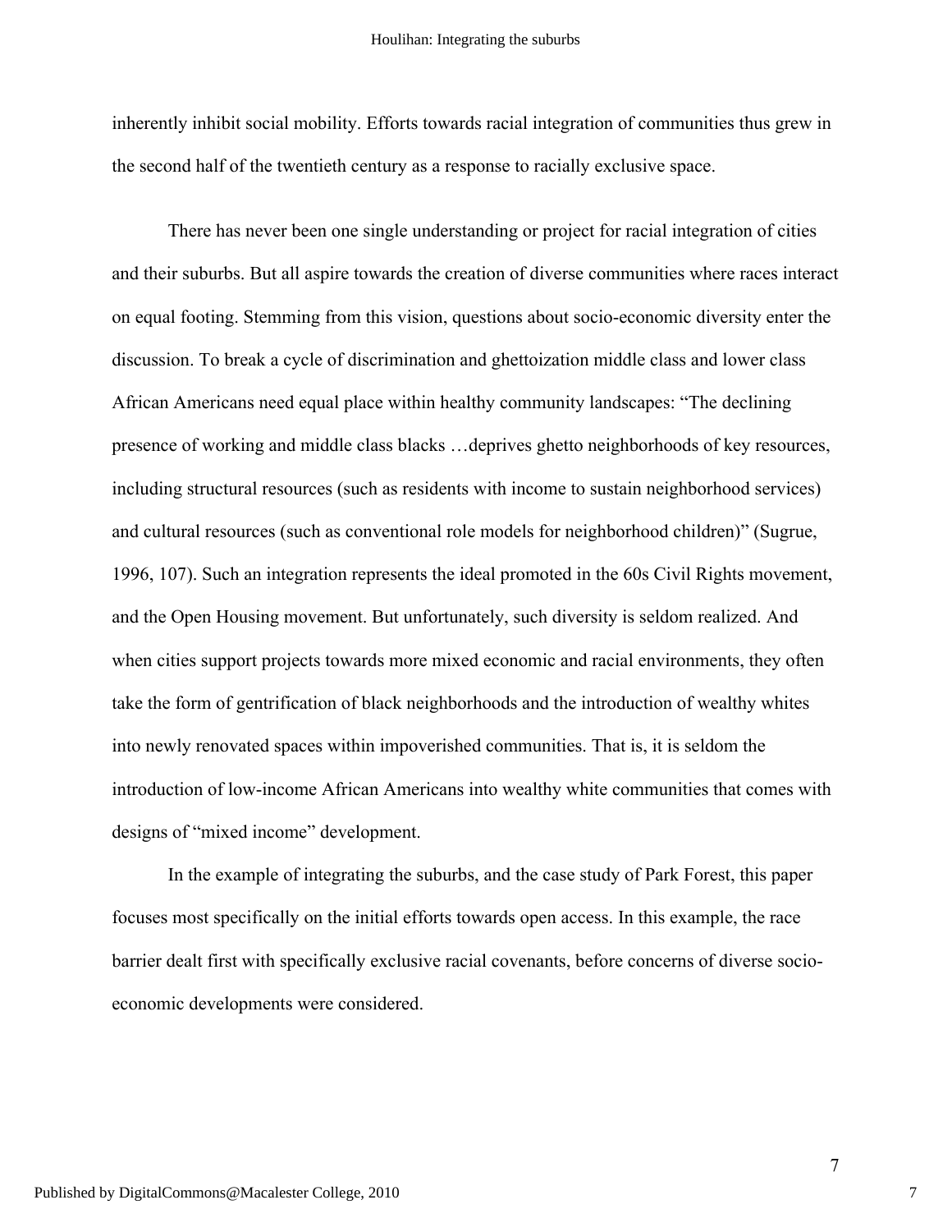inherently inhibit social mobility. Efforts towards racial integration of communities thus grew in the second half of the twentieth century as a response to racially exclusive space.

There has never been one single understanding or project for racial integration of cities and their suburbs. But all aspire towards the creation of diverse communities where races interact on equal footing. Stemming from this vision, questions about socio-economic diversity enter the discussion. To break a cycle of discrimination and ghettoization middle class and lower class African Americans need equal place within healthy community landscapes: "The declining presence of working and middle class blacks …deprives ghetto neighborhoods of key resources, including structural resources (such as residents with income to sustain neighborhood services) and cultural resources (such as conventional role models for neighborhood children)" (Sugrue, 1996, 107). Such an integration represents the ideal promoted in the 60s Civil Rights movement, and the Open Housing movement. But unfortunately, such diversity is seldom realized. And when cities support projects towards more mixed economic and racial environments, they often take the form of gentrification of black neighborhoods and the introduction of wealthy whites into newly renovated spaces within impoverished communities. That is, it is seldom the introduction of low-income African Americans into wealthy white communities that comes with designs of "mixed income" development.

In the example of integrating the suburbs, and the case study of Park Forest, this paper focuses most specifically on the initial efforts towards open access. In this example, the race barrier dealt first with specifically exclusive racial covenants, before concerns of diverse socio-economic developments were considered.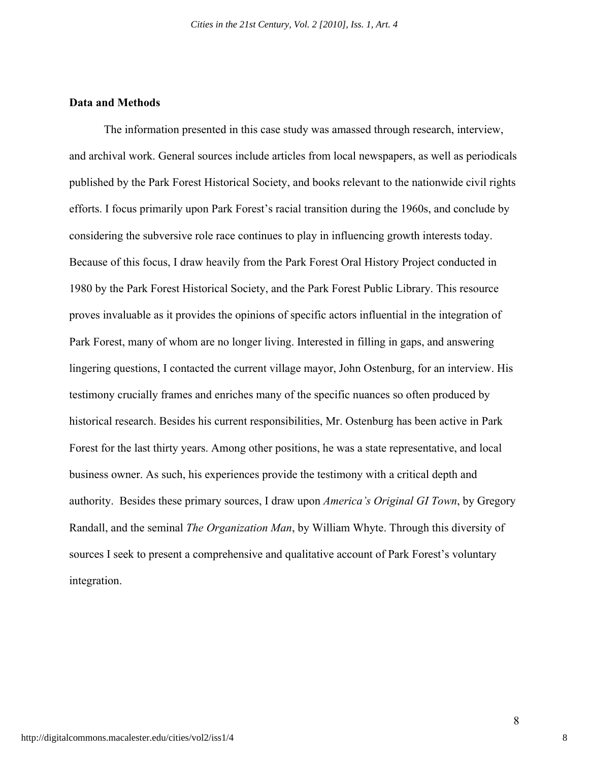## Data and Methods

The information presented in this case study was amassed through research, interview, and archival work. General sources include articles from local newspapers, as well as periodicals published by the Park Forest Historical Society, and books relevant to the nationwide civil rights efforts. I focus primarily upon Park Forest's racial transition during the 1960s, and conclude by considering the subversive role race continues to play in influencing growth interests today. Because of this focus, I draw heavily from the Park Forest Oral History Project conducted in 1980 by the Park Forest Historical Society, and the Park Forest Public Library. This resource proves invaluable as it provides the opinions of specific actors influential in the integration of Park Forest, many of whom are no longer living. Interested in filling in gaps, and answering lingering questions, I contacted the current village mayor, John Ostenburg, for an interview. His testimony crucially frames and enriches many of the specific nuances so often produced by historical research. Besides his current responsibilities, Mr. Ostenburg has been active in Park Forest for the last thirty years. Among other positions, he was a state representative, and local business owner. As such, his experiences provide the testimony with a critical depth and authority. Besides these primary sources, I draw upon *America's Original GI Town*, by Gregory Randall, and the seminal *The Organization Man*, by William Whyte. Through this diversity of sources I seek to present a comprehensive and qualitative account of Park Forest's voluntary integration.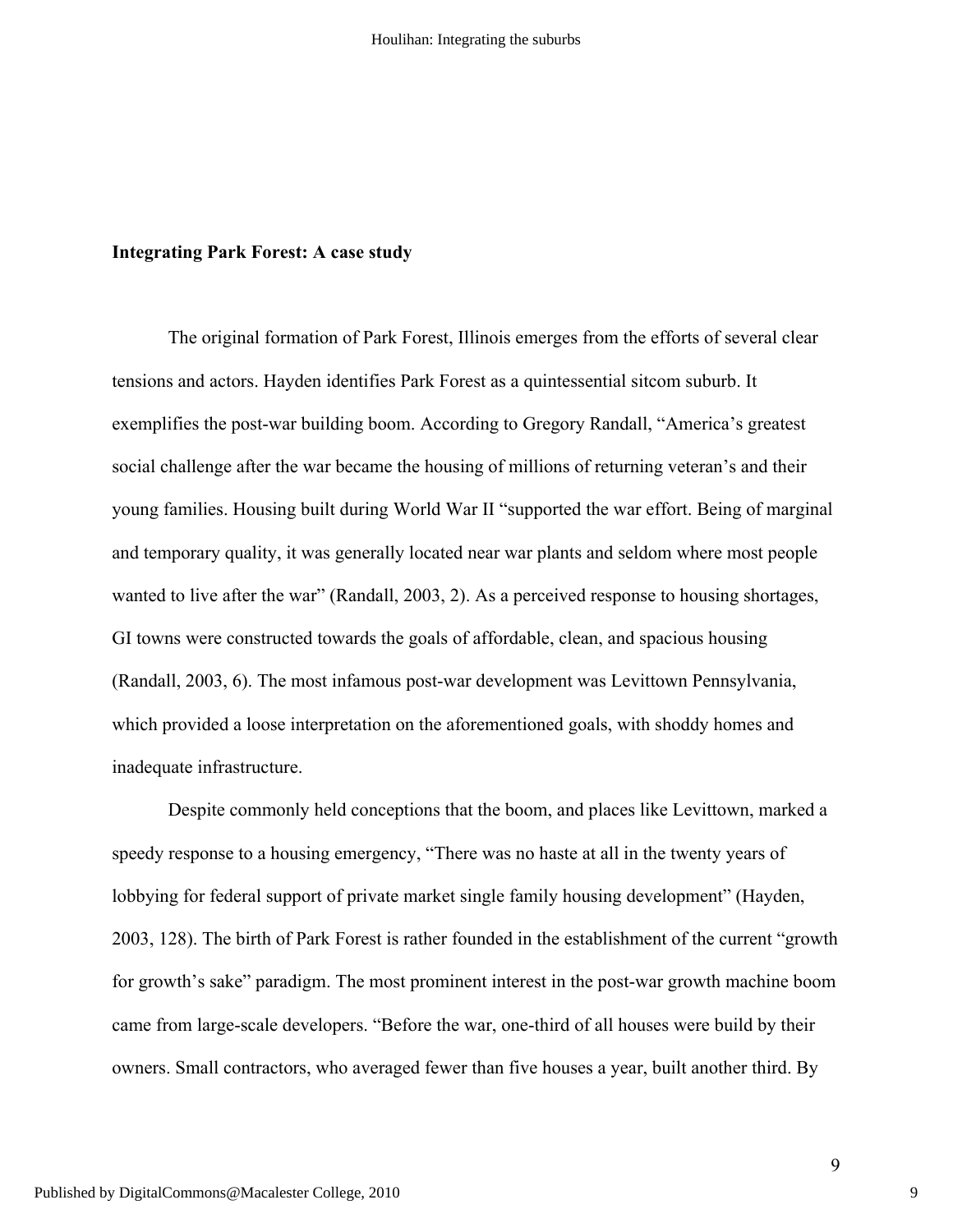### Integrating Park Forest: A case study

The original formation of Park Forest, Illinois emerges from the efforts of several clear tensions and actors. Hayden identifies Park Forest as a quintessential sitcom suburb. It exemplifies the post-war building boom. According to Gregory Randall, "America's greatest social challenge after the war became the housing of millions of returning veteran's and their young families. Housing built during World War II "supported the war effort. Being of marginal and temporary quality, it was generally located near war plants and seldom where most people wanted to live after the war" (Randall, 2003, 2). As a perceived response to housing shortages, GI towns were constructed towards the goals of affordable, clean, and spacious housing (Randall, 2003, 6). The most infamous post-war development was Levittown Pennsylvania, which provided a loose interpretation on the aforementioned goals, with shoddy homes and inadequate infrastructure.

Despite commonly held conceptions that the boom, and places like Levittown, marked a speedy response to a housing emergency, "There was no haste at all in the twenty years of lobbying for federal support of private market single family housing development" (Hayden, 2003, 128). The birth of Park Forest is rather founded in the establishment of the current "growth for growth's sake" paradigm. The most prominent interest in the post-war growth machine boom came from large-scale developers. "Before the war, one-third of all houses were build by their owners. Small contractors, who averaged fewer than five houses a year, built another third. By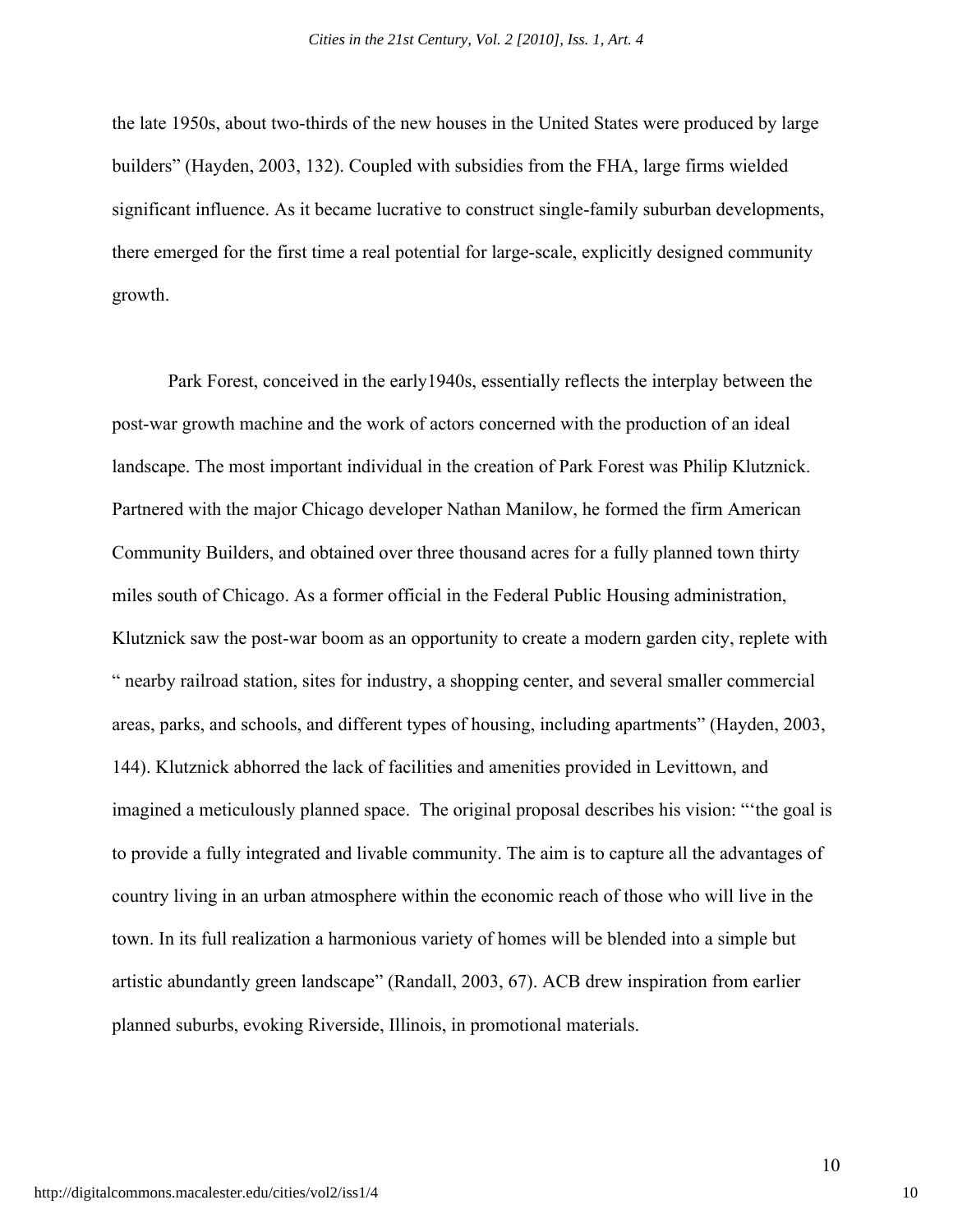the late 1950s, about two-thirds of the new houses in the United States were produced by large builders" (Hayden, 2003, 132). Coupled with subsidies from the FHA, large firms wielded significant influence. As it became lucrative to construct single-family suburban developments, there emerged for the first time a real potential for large-scale, explicitly designed community growth.

Park Forest, conceived in the early1940s, essentially reflects the interplay between the post-war growth machine and the work of actors concerned with the production of an ideal landscape. The most important individual in the creation of Park Forest was Philip Klutznick. Partnered with the major Chicago developer Nathan Manilow, he formed the firm American Community Builders, and obtained over three thousand acres for a fully planned town thirty miles south of Chicago. As a former official in the Federal Public Housing administration, Klutznick saw the post-war boom as an opportunity to create a modern garden city, replete with " nearby railroad station, sites for industry, a shopping center, and several smaller commercial areas, parks, and schools, and different types of housing, including apartments" (Hayden, 2003, 144). Klutznick abhorred the lack of facilities and amenities provided in Levittown, and imagined a meticulously planned space. The original proposal describes his vision: "'the goal is to provide a fully integrated and livable community. The aim is to capture all the advantages of country living in an urban atmosphere within the economic reach of those who will live in the town. In its full realization a harmonious variety of homes will be blended into a simple but artistic abundantly green landscape" (Randall, 2003, 67). ACB drew inspiration from earlier planned suburbs, evoking Riverside, Illinois, in promotional materials.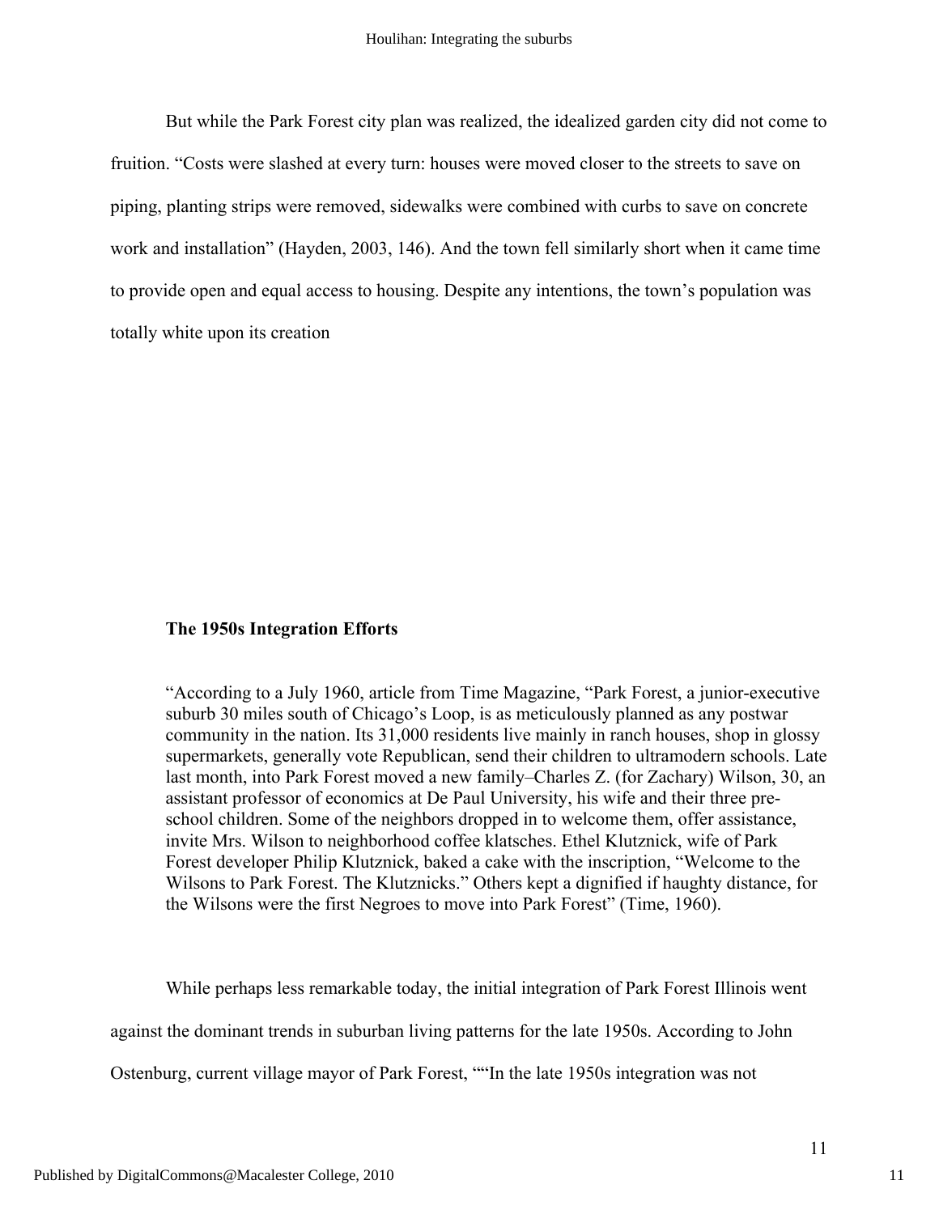But while the Park Forest city plan was realized, the idealized garden city did not come to fruition. "Costs were slashed at every turn: houses were moved closer to the streets to save on piping, planting strips were removed, sidewalks were combined with curbs to save on concrete work and installation" (Hayden, 2003, 146). And the town fell similarly short when it came time to provide open and equal access to housing. Despite any intentions, the town's population was totally white upon its creation

**The 1950s Integration Efforts**

> "According to a July 1960, article from Time Magazine, "Park Forest, a junior-executive suburb 30 miles south of Chicago's Loop, is as meticulously planned as any postwar community in the nation. Its 31,000 residents live mainly in ranch houses, shop in glossy supermarkets, generally vote Republican, send their children to ultramodern schools. Late last month, into Park Forest moved a new family–Charles Z. (for Zachary) Wilson, 30, an assistant professor of economics at De Paul University, his wife and their three pre-school children. Some of the neighbors dropped in to welcome them, offer assistance, invite Mrs. Wilson to neighborhood coffee klatsches. Ethel Klutznick, wife of Park Forest developer Philip Klutznick, baked a cake with the inscription, "Welcome to the Wilsons to Park Forest. The Klutznicks." Others kept a dignified if haughty distance, for the Wilsons were the first Negroes to move into Park Forest" (Time, 1960).

While perhaps less remarkable today, the initial integration of Park Forest Illinois went against the dominant trends in suburban living patterns for the late 1950s. According to John Ostenburg, current village mayor of Park Forest, ""In the late 1950s integration was not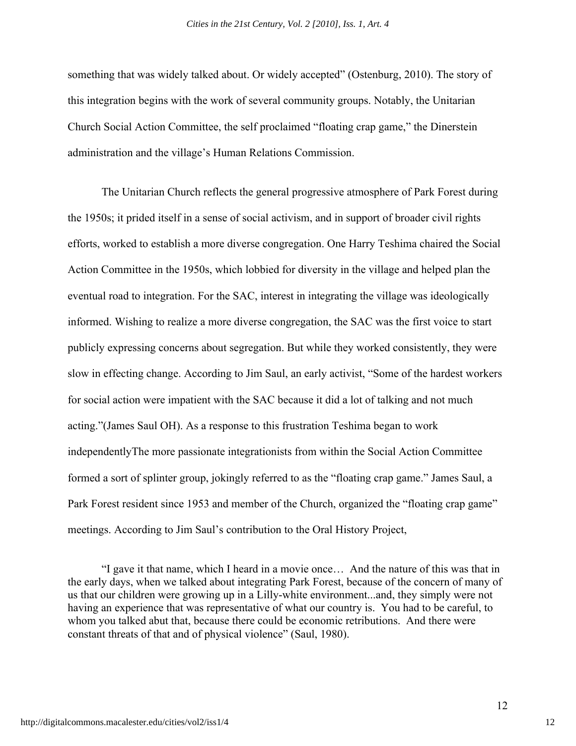something that was widely talked about. Or widely accepted" (Ostenburg, 2010). The story of this integration begins with the work of several community groups. Notably, the Unitarian Church Social Action Committee, the self proclaimed "floating crap game," the Dinerstein administration and the village's Human Relations Commission.

The Unitarian Church reflects the general progressive atmosphere of Park Forest during the 1950s; it prided itself in a sense of social activism, and in support of broader civil rights efforts, worked to establish a more diverse congregation. One Harry Teshima chaired the Social Action Committee in the 1950s, which lobbied for diversity in the village and helped plan the eventual road to integration. For the SAC, interest in integrating the village was ideologically informed. Wishing to realize a more diverse congregation, the SAC was the first voice to start publicly expressing concerns about segregation. But while they worked consistently, they were slow in effecting change. According to Jim Saul, an early activist, "Some of the hardest workers for social action were impatient with the SAC because it did a lot of talking and not much acting."(James Saul OH). As a response to this frustration Teshima began to work independentlyThe more passionate integrationists from within the Social Action Committee formed a sort of splinter group, jokingly referred to as the "floating crap game." James Saul, a Park Forest resident since 1953 and member of the Church, organized the "floating crap game" meetings. According to Jim Saul's contribution to the Oral History Project,

> "I gave it that name, which I heard in a movie once… And the nature of this was that in the early days, when we talked about integrating Park Forest, because of the concern of many of us that our children were growing up in a Lilly-white environment...and, they simply were not having an experience that was representative of what our country is. You had to be careful, to whom you talked abut that, because there could be economic retributions. And there were constant threats of that and of physical violence" (Saul, 1980).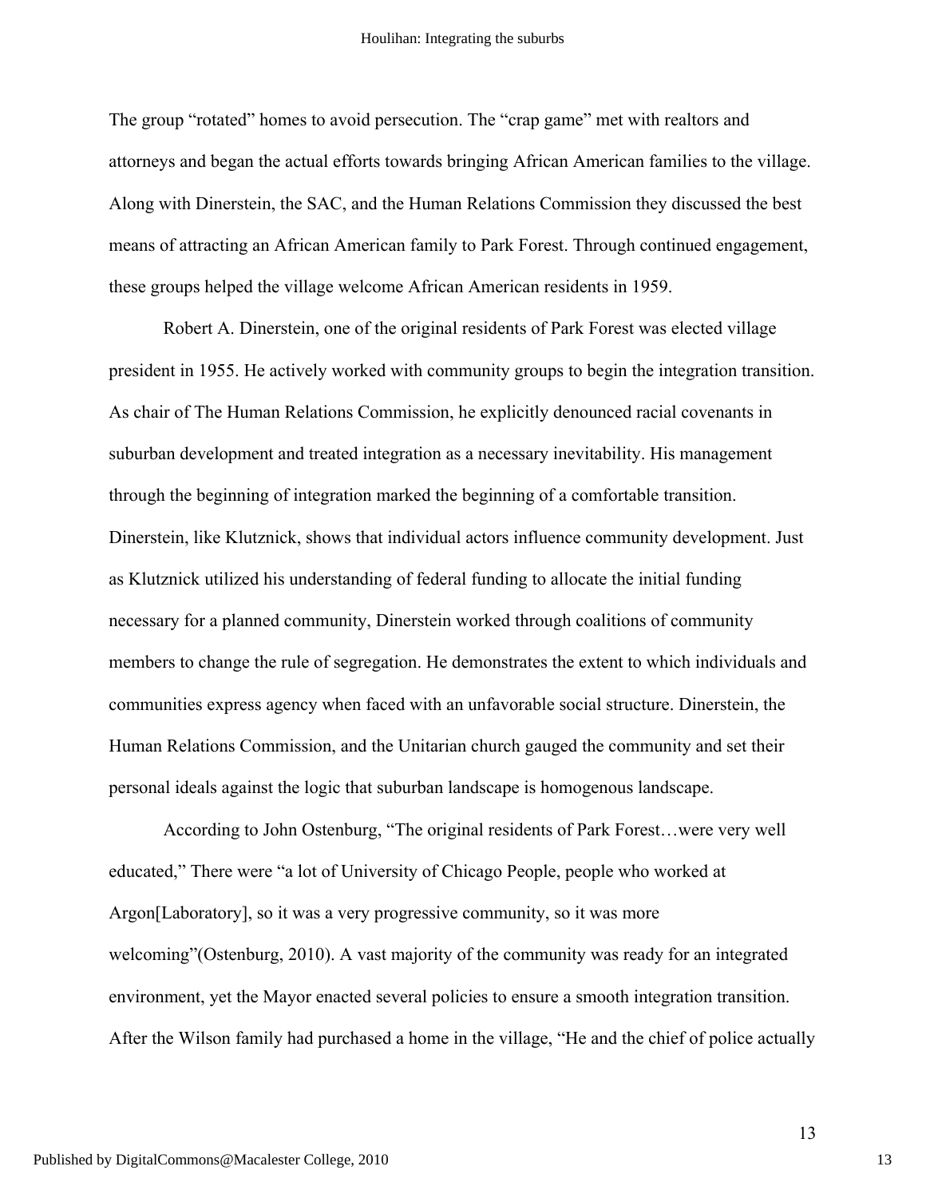The group "rotated" homes to avoid persecution. The "crap game" met with realtors and attorneys and began the actual efforts towards bringing African American families to the village. Along with Dinerstein, the SAC, and the Human Relations Commission they discussed the best means of attracting an African American family to Park Forest. Through continued engagement, these groups helped the village welcome African American residents in 1959.

Robert A. Dinerstein, one of the original residents of Park Forest was elected village president in 1955. He actively worked with community groups to begin the integration transition. As chair of The Human Relations Commission, he explicitly denounced racial covenants in suburban development and treated integration as a necessary inevitability. His management through the beginning of integration marked the beginning of a comfortable transition. Dinerstein, like Klutznick, shows that individual actors influence community development. Just as Klutznick utilized his understanding of federal funding to allocate the initial funding necessary for a planned community, Dinerstein worked through coalitions of community members to change the rule of segregation. He demonstrates the extent to which individuals and communities express agency when faced with an unfavorable social structure. Dinerstein, the Human Relations Commission, and the Unitarian church gauged the community and set their personal ideals against the logic that suburban landscape is homogenous landscape.

According to John Ostenburg, "The original residents of Park Forest…were very well educated," There were "a lot of University of Chicago People, people who worked at Argon[Laboratory], so it was a very progressive community, so it was more welcoming"(Ostenburg, 2010). A vast majority of the community was ready for an integrated environment, yet the Mayor enacted several policies to ensure a smooth integration transition. After the Wilson family had purchased a home in the village, "He and the chief of police actually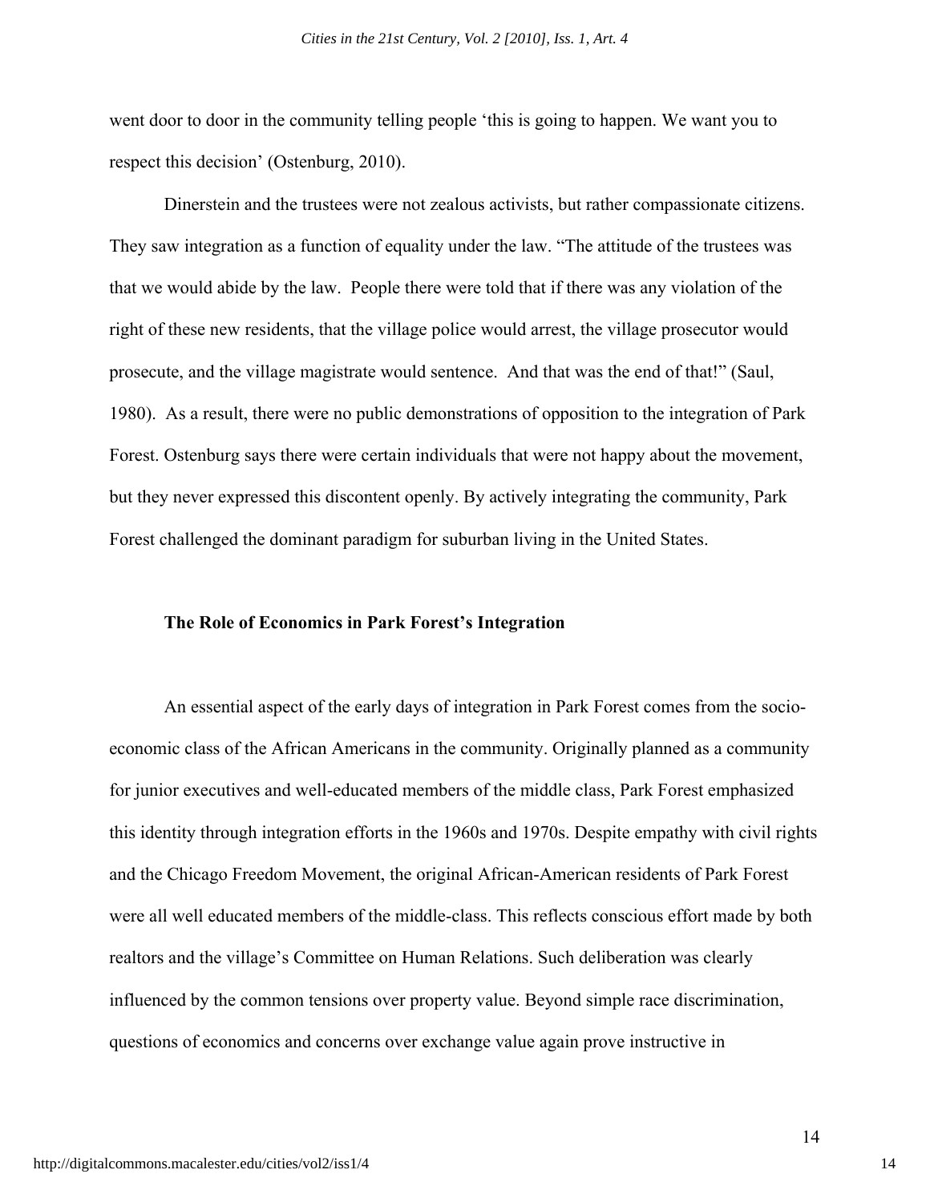went door to door in the community telling people 'this is going to happen. We want you to respect this decision' (Ostenburg, 2010).

Dinerstein and the trustees were not zealous activists, but rather compassionate citizens. They saw integration as a function of equality under the law. "The attitude of the trustees was that we would abide by the law. People there were told that if there was any violation of the right of these new residents, that the village police would arrest, the village prosecutor would prosecute, and the village magistrate would sentence. And that was the end of that!" (Saul, 1980). As a result, there were no public demonstrations of opposition to the integration of Park Forest. Ostenburg says there were certain individuals that were not happy about the movement, but they never expressed this discontent openly. By actively integrating the community, Park Forest challenged the dominant paradigm for suburban living in the United States.

### The Role of Economics in Park Forest's Integration

An essential aspect of the early days of integration in Park Forest comes from the socio-economic class of the African Americans in the community. Originally planned as a community for junior executives and well-educated members of the middle class, Park Forest emphasized this identity through integration efforts in the 1960s and 1970s. Despite empathy with civil rights and the Chicago Freedom Movement, the original African-American residents of Park Forest were all well educated members of the middle-class. This reflects conscious effort made by both realtors and the village's Committee on Human Relations. Such deliberation was clearly influenced by the common tensions over property value. Beyond simple race discrimination, questions of economics and concerns over exchange value again prove instructive in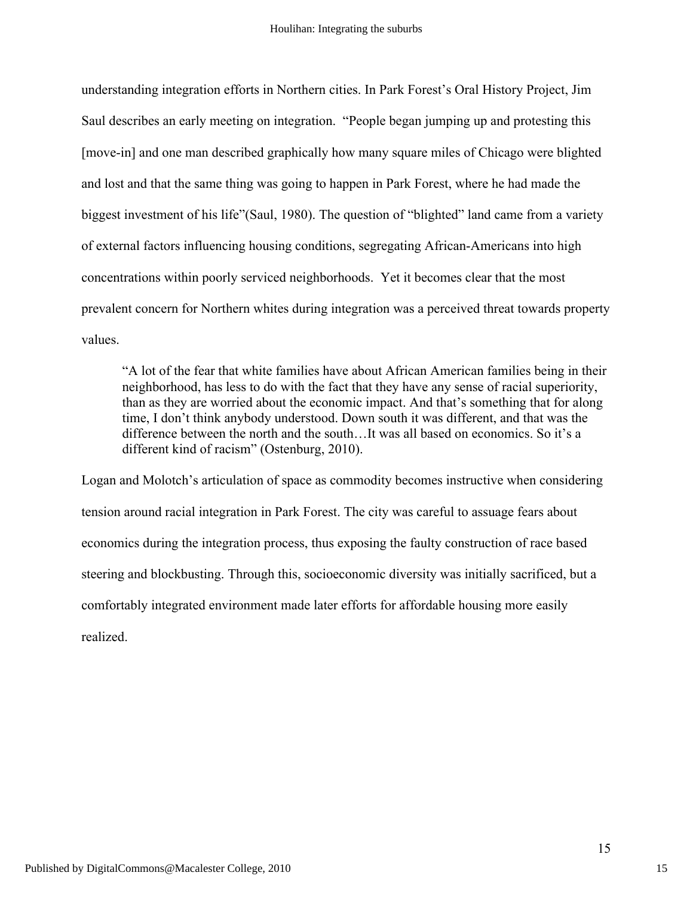understanding integration efforts in Northern cities. In Park Forest's Oral History Project, Jim Saul describes an early meeting on integration. "People began jumping up and protesting this [move-in] and one man described graphically how many square miles of Chicago were blighted and lost and that the same thing was going to happen in Park Forest, where he had made the biggest investment of his life"(Saul, 1980). The question of "blighted" land came from a variety of external factors influencing housing conditions, segregating African-Americans into high concentrations within poorly serviced neighborhoods. Yet it becomes clear that the most prevalent concern for Northern whites during integration was a perceived threat towards property values.

> "A lot of the fear that white families have about African American families being in their neighborhood, has less to do with the fact that they have any sense of racial superiority, than as they are worried about the economic impact. And that's something that for along time, I don't think anybody understood. Down south it was different, and that was the difference between the north and the south…It was all based on economics. So it's a different kind of racism" (Ostenburg, 2010).

Logan and Molotch's articulation of space as commodity becomes instructive when considering tension around racial integration in Park Forest. The city was careful to assuage fears about economics during the integration process, thus exposing the faulty construction of race based steering and blockbusting. Through this, socioeconomic diversity was initially sacrificed, but a comfortably integrated environment made later efforts for affordable housing more easily realized.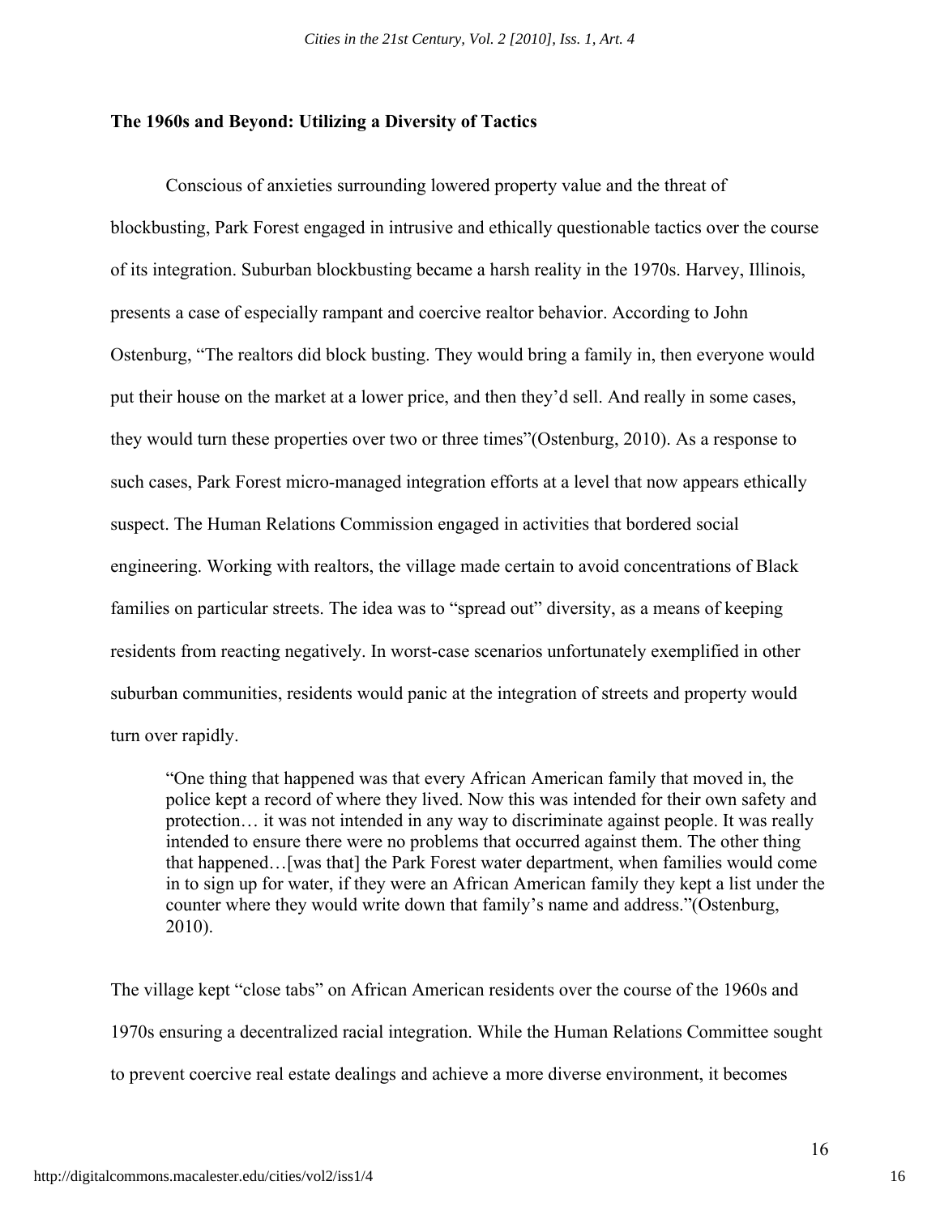## The 1960s and Beyond: Utilizing a Diversity of Tactics

Conscious of anxieties surrounding lowered property value and the threat of blockbusting, Park Forest engaged in intrusive and ethically questionable tactics over the course of its integration. Suburban blockbusting became a harsh reality in the 1970s. Harvey, Illinois, presents a case of especially rampant and coercive realtor behavior. According to John Ostenburg, "The realtors did block busting. They would bring a family in, then everyone would put their house on the market at a lower price, and then they'd sell. And really in some cases, they would turn these properties over two or three times"(Ostenburg, 2010). As a response to such cases, Park Forest micro-managed integration efforts at a level that now appears ethically suspect. The Human Relations Commission engaged in activities that bordered social engineering. Working with realtors, the village made certain to avoid concentrations of Black families on particular streets. The idea was to "spread out" diversity, as a means of keeping residents from reacting negatively. In worst-case scenarios unfortunately exemplified in other suburban communities, residents would panic at the integration of streets and property would turn over rapidly.

> "One thing that happened was that every African American family that moved in, the police kept a record of where they lived. Now this was intended for their own safety and protection… it was not intended in any way to discriminate against people. It was really intended to ensure there were no problems that occurred against them. The other thing that happened…[was that] the Park Forest water department, when families would come in to sign up for water, if they were an African American family they kept a list under the counter where they would write down that family's name and address."(Ostenburg, 2010).

The village kept "close tabs" on African American residents over the course of the 1960s and 1970s ensuring a decentralized racial integration. While the Human Relations Committee sought to prevent coercive real estate dealings and achieve a more diverse environment, it becomes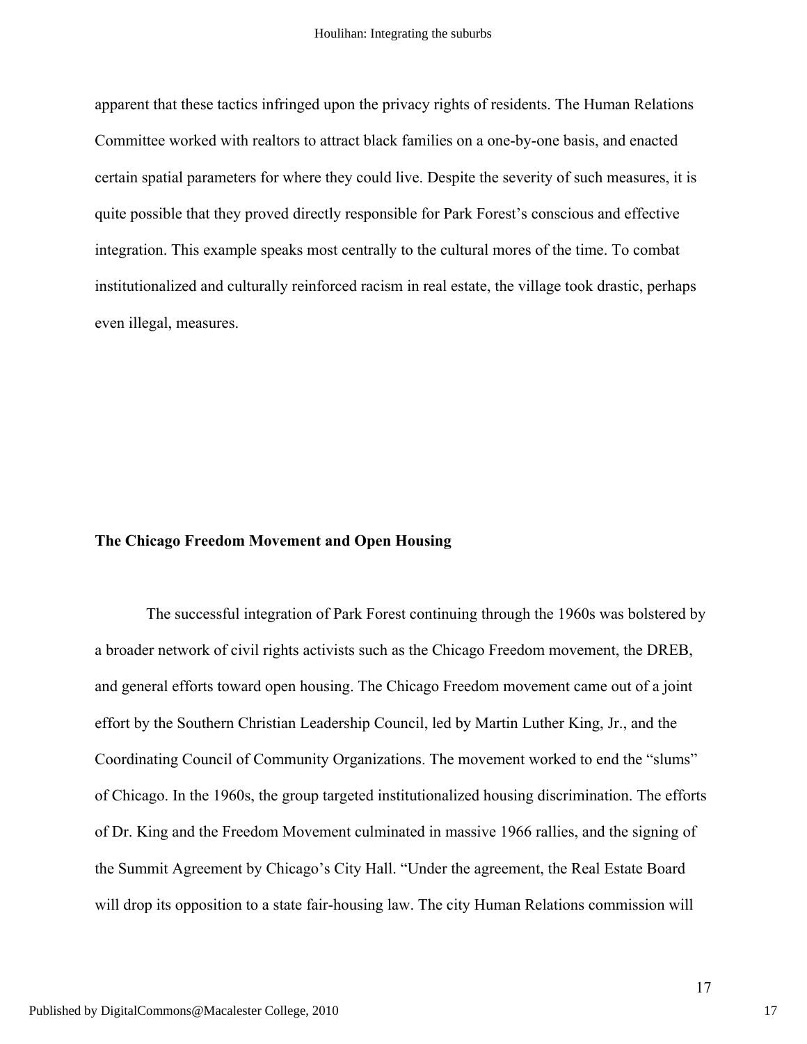apparent that these tactics infringed upon the privacy rights of residents. The Human Relations Committee worked with realtors to attract black families on a one-by-one basis, and enacted certain spatial parameters for where they could live. Despite the severity of such measures, it is quite possible that they proved directly responsible for Park Forest's conscious and effective integration. This example speaks most centrally to the cultural mores of the time. To combat institutionalized and culturally reinforced racism in real estate, the village took drastic, perhaps even illegal, measures.

**The Chicago Freedom Movement and Open Housing**

The successful integration of Park Forest continuing through the 1960s was bolstered by a broader network of civil rights activists such as the Chicago Freedom movement, the DREB, and general efforts toward open housing. The Chicago Freedom movement came out of a joint effort by the Southern Christian Leadership Council, led by Martin Luther King, Jr., and the Coordinating Council of Community Organizations. The movement worked to end the "slums" of Chicago. In the 1960s, the group targeted institutionalized housing discrimination. The efforts of Dr. King and the Freedom Movement culminated in massive 1966 rallies, and the signing of the Summit Agreement by Chicago's City Hall. "Under the agreement, the Real Estate Board will drop its opposition to a state fair-housing law. The city Human Relations commission will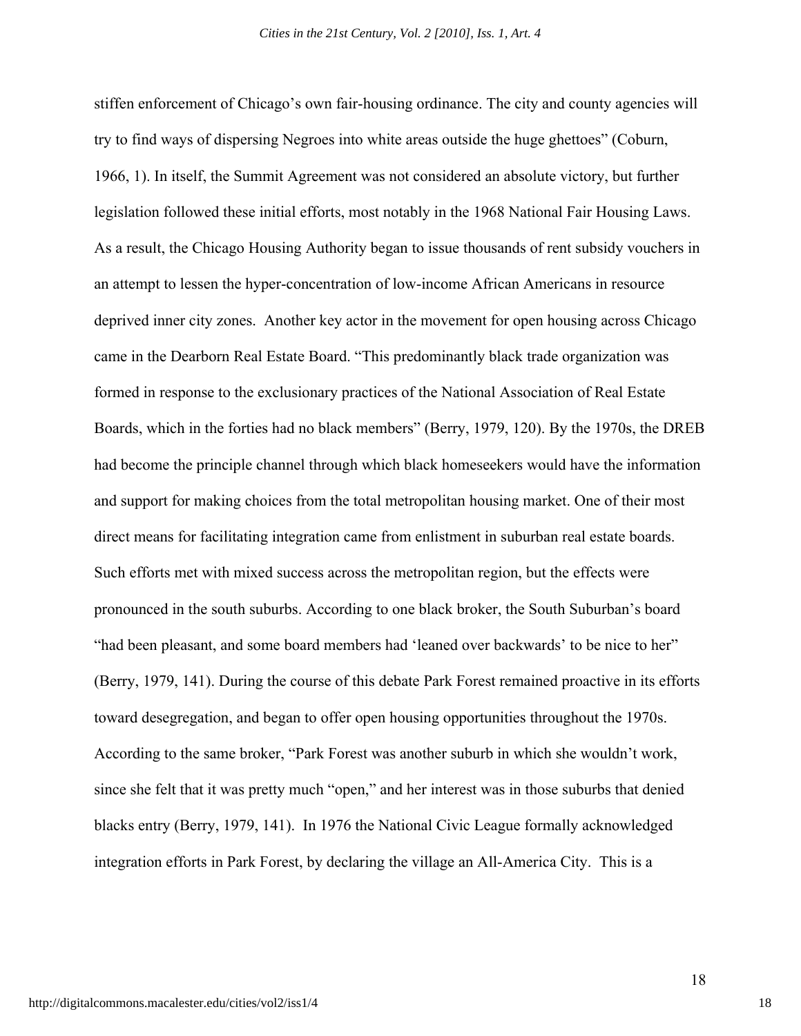stiffen enforcement of Chicago's own fair-housing ordinance. The city and county agencies will try to find ways of dispersing Negroes into white areas outside the huge ghettoes" (Coburn, 1966, 1). In itself, the Summit Agreement was not considered an absolute victory, but further legislation followed these initial efforts, most notably in the 1968 National Fair Housing Laws. As a result, the Chicago Housing Authority began to issue thousands of rent subsidy vouchers in an attempt to lessen the hyper-concentration of low-income African Americans in resource deprived inner city zones. Another key actor in the movement for open housing across Chicago came in the Dearborn Real Estate Board. "This predominantly black trade organization was formed in response to the exclusionary practices of the National Association of Real Estate Boards, which in the forties had no black members" (Berry, 1979, 120). By the 1970s, the DREB had become the principle channel through which black homeseekers would have the information and support for making choices from the total metropolitan housing market. One of their most direct means for facilitating integration came from enlistment in suburban real estate boards. Such efforts met with mixed success across the metropolitan region, but the effects were pronounced in the south suburbs. According to one black broker, the South Suburban's board "had been pleasant, and some board members had 'leaned over backwards' to be nice to her" (Berry, 1979, 141). During the course of this debate Park Forest remained proactive in its efforts toward desegregation, and began to offer open housing opportunities throughout the 1970s. According to the same broker, "Park Forest was another suburb in which she wouldn't work, since she felt that it was pretty much "open," and her interest was in those suburbs that denied blacks entry (Berry, 1979, 141). In 1976 the National Civic League formally acknowledged integration efforts in Park Forest, by declaring the village an All-America City. This is a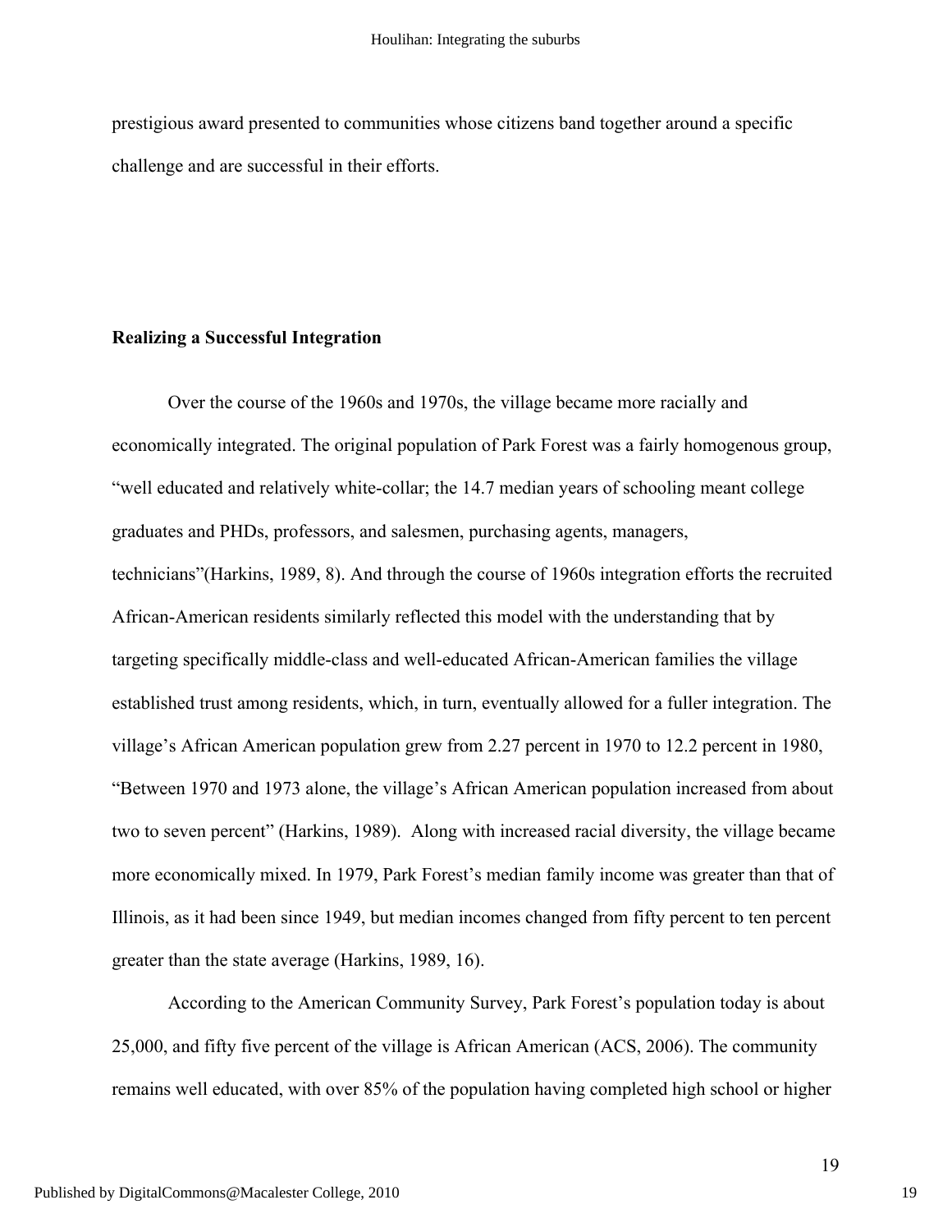prestigious award presented to communities whose citizens band together around a specific challenge and are successful in their efforts.

**Realizing a Successful Integration**

Over the course of the 1960s and 1970s, the village became more racially and economically integrated. The original population of Park Forest was a fairly homogenous group, "well educated and relatively white-collar; the 14.7 median years of schooling meant college graduates and PHDs, professors, and salesmen, purchasing agents, managers, technicians"(Harkins, 1989, 8). And through the course of 1960s integration efforts the recruited African-American residents similarly reflected this model with the understanding that by targeting specifically middle-class and well-educated African-American families the village established trust among residents, which, in turn, eventually allowed for a fuller integration. The village's African American population grew from 2.27 percent in 1970 to 12.2 percent in 1980, "Between 1970 and 1973 alone, the village's African American population increased from about two to seven percent" (Harkins, 1989). Along with increased racial diversity, the village became more economically mixed. In 1979, Park Forest's median family income was greater than that of Illinois, as it had been since 1949, but median incomes changed from fifty percent to ten percent greater than the state average (Harkins, 1989, 16).

According to the American Community Survey, Park Forest's population today is about 25,000, and fifty five percent of the village is African American (ACS, 2006). The community remains well educated, with over 85% of the population having completed high school or higher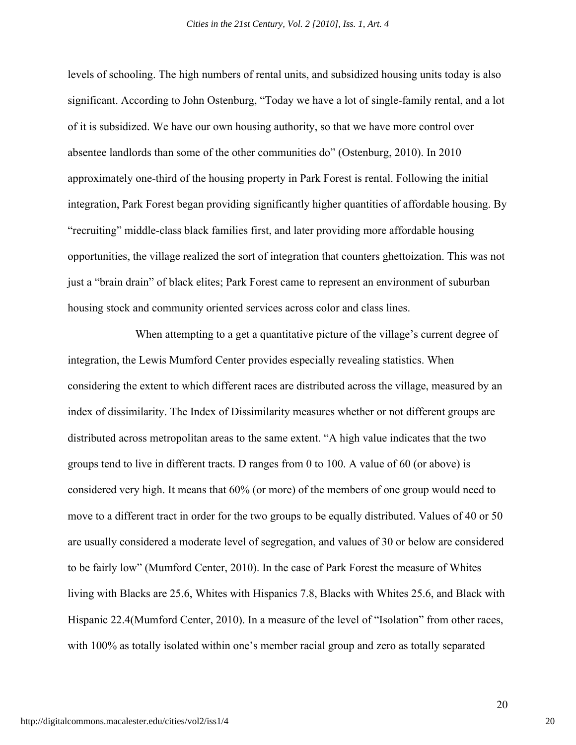levels of schooling. The high numbers of rental units, and subsidized housing units today is also significant. According to John Ostenburg, "Today we have a lot of single-family rental, and a lot of it is subsidized. We have our own housing authority, so that we have more control over absentee landlords than some of the other communities do" (Ostenburg, 2010). In 2010 approximately one-third of the housing property in Park Forest is rental. Following the initial integration, Park Forest began providing significantly higher quantities of affordable housing. By "recruiting" middle-class black families first, and later providing more affordable housing opportunities, the village realized the sort of integration that counters ghettoization. This was not just a "brain drain" of black elites; Park Forest came to represent an environment of suburban housing stock and community oriented services across color and class lines.

When attempting to a get a quantitative picture of the village's current degree of integration, the Lewis Mumford Center provides especially revealing statistics. When considering the extent to which different races are distributed across the village, measured by an index of dissimilarity. The Index of Dissimilarity measures whether or not different groups are distributed across metropolitan areas to the same extent. "A high value indicates that the two groups tend to live in different tracts. D ranges from 0 to 100. A value of 60 (or above) is considered very high. It means that 60% (or more) of the members of one group would need to move to a different tract in order for the two groups to be equally distributed. Values of 40 or 50 are usually considered a moderate level of segregation, and values of 30 or below are considered to be fairly low" (Mumford Center, 2010). In the case of Park Forest the measure of Whites living with Blacks are 25.6, Whites with Hispanics 7.8, Blacks with Whites 25.6, and Black with Hispanic 22.4(Mumford Center, 2010). In a measure of the level of "Isolation" from other races, with 100% as totally isolated within one's member racial group and zero as totally separated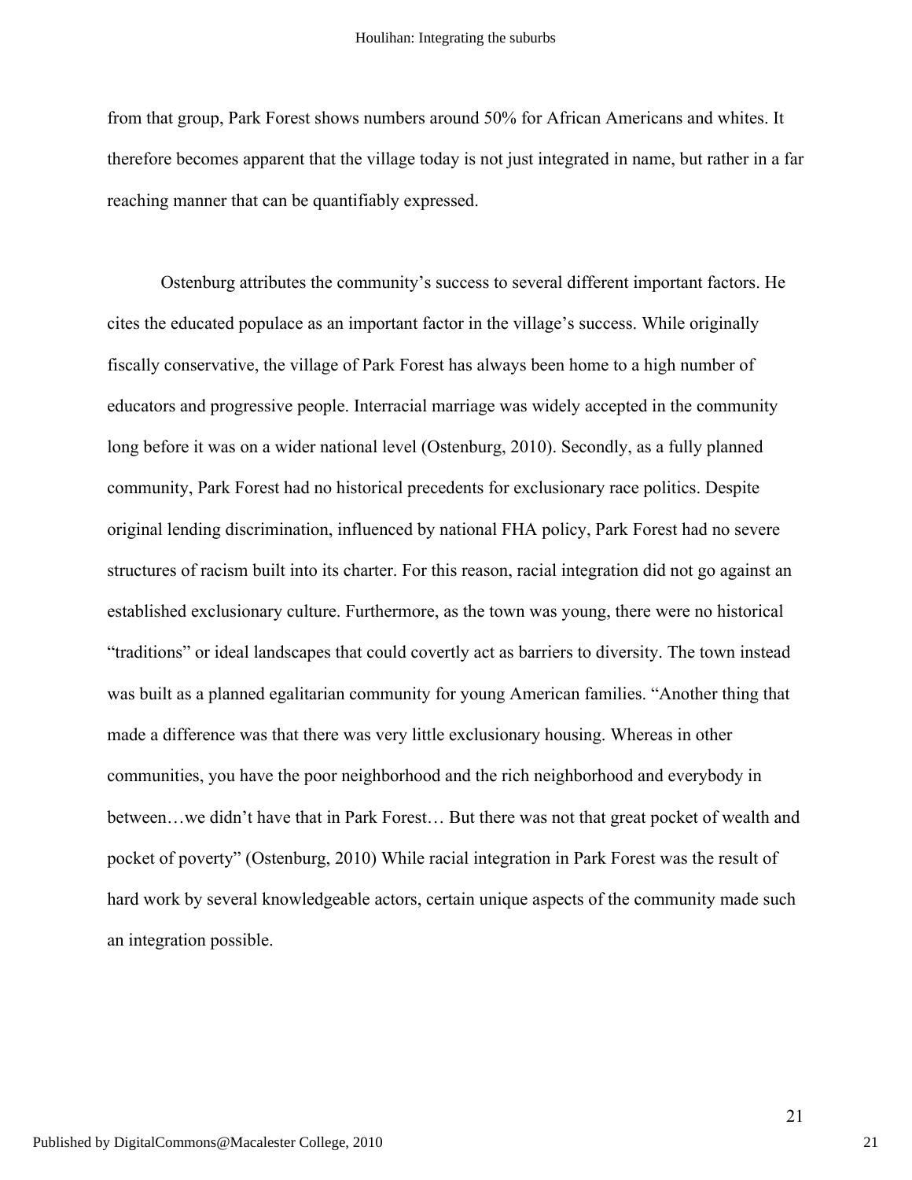from that group, Park Forest shows numbers around 50% for African Americans and whites. It therefore becomes apparent that the village today is not just integrated in name, but rather in a far reaching manner that can be quantifiably expressed.

Ostenburg attributes the community's success to several different important factors. He cites the educated populace as an important factor in the village's success. While originally fiscally conservative, the village of Park Forest has always been home to a high number of educators and progressive people. Interracial marriage was widely accepted in the community long before it was on a wider national level (Ostenburg, 2010). Secondly, as a fully planned community, Park Forest had no historical precedents for exclusionary race politics. Despite original lending discrimination, influenced by national FHA policy, Park Forest had no severe structures of racism built into its charter. For this reason, racial integration did not go against an established exclusionary culture. Furthermore, as the town was young, there were no historical "traditions" or ideal landscapes that could covertly act as barriers to diversity. The town instead was built as a planned egalitarian community for young American families. "Another thing that made a difference was that there was very little exclusionary housing. Whereas in other communities, you have the poor neighborhood and the rich neighborhood and everybody in between…we didn't have that in Park Forest… But there was not that great pocket of wealth and pocket of poverty" (Ostenburg, 2010) While racial integration in Park Forest was the result of hard work by several knowledgeable actors, certain unique aspects of the community made such an integration possible.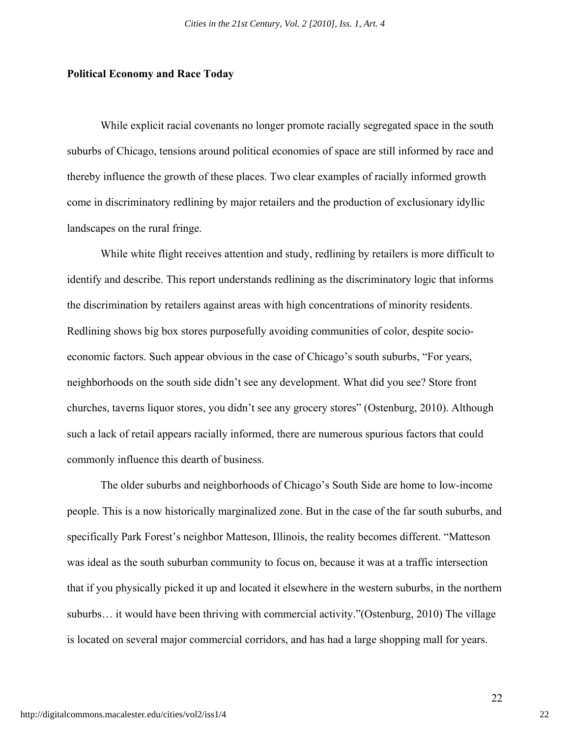## Political Economy and Race Today

While explicit racial covenants no longer promote racially segregated space in the south suburbs of Chicago, tensions around political economies of space are still informed by race and thereby influence the growth of these places. Two clear examples of racially informed growth come in discriminatory redlining by major retailers and the production of exclusionary idyllic landscapes on the rural fringe.

While white flight receives attention and study, redlining by retailers is more difficult to identify and describe. This report understands redlining as the discriminatory logic that informs the discrimination by retailers against areas with high concentrations of minority residents. Redlining shows big box stores purposefully avoiding communities of color, despite socio-economic factors. Such appear obvious in the case of Chicago's south suburbs, "For years, neighborhoods on the south side didn't see any development. What did you see? Store front churches, taverns liquor stores, you didn't see any grocery stores" (Ostenburg, 2010). Although such a lack of retail appears racially informed, there are numerous spurious factors that could commonly influence this dearth of business.

The older suburbs and neighborhoods of Chicago's South Side are home to low-income people. This is a now historically marginalized zone. But in the case of the far south suburbs, and specifically Park Forest's neighbor Matteson, Illinois, the reality becomes different. "Matteson was ideal as the south suburban community to focus on, because it was at a traffic intersection that if you physically picked it up and located it elsewhere in the western suburbs, in the northern suburbs… it would have been thriving with commercial activity."(Ostenburg, 2010) The village is located on several major commercial corridors, and has had a large shopping mall for years.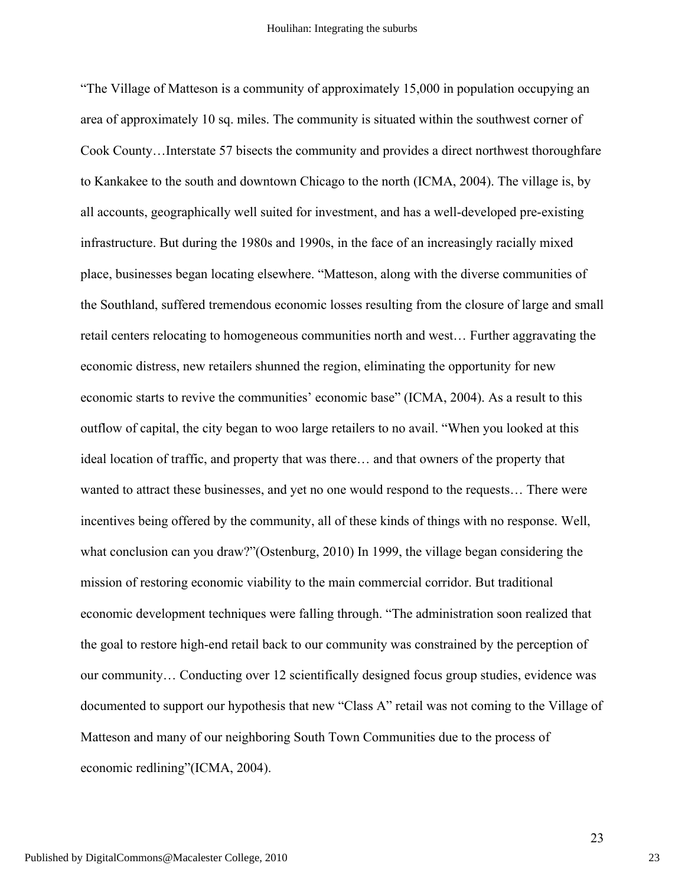"The Village of Matteson is a community of approximately 15,000 in population occupying an area of approximately 10 sq. miles. The community is situated within the southwest corner of Cook County…Interstate 57 bisects the community and provides a direct northwest thoroughfare to Kankakee to the south and downtown Chicago to the north (ICMA, 2004). The village is, by all accounts, geographically well suited for investment, and has a well-developed pre-existing infrastructure. But during the 1980s and 1990s, in the face of an increasingly racially mixed place, businesses began locating elsewhere. "Matteson, along with the diverse communities of the Southland, suffered tremendous economic losses resulting from the closure of large and small retail centers relocating to homogeneous communities north and west… Further aggravating the economic distress, new retailers shunned the region, eliminating the opportunity for new economic starts to revive the communities' economic base" (ICMA, 2004). As a result to this outflow of capital, the city began to woo large retailers to no avail. "When you looked at this ideal location of traffic, and property that was there… and that owners of the property that wanted to attract these businesses, and yet no one would respond to the requests… There were incentives being offered by the community, all of these kinds of things with no response. Well, what conclusion can you draw?"(Ostenburg, 2010) In 1999, the village began considering the mission of restoring economic viability to the main commercial corridor. But traditional economic development techniques were falling through. "The administration soon realized that the goal to restore high-end retail back to our community was constrained by the perception of our community… Conducting over 12 scientifically designed focus group studies, evidence was documented to support our hypothesis that new "Class A" retail was not coming to the Village of Matteson and many of our neighboring South Town Communities due to the process of economic redlining"(ICMA, 2004).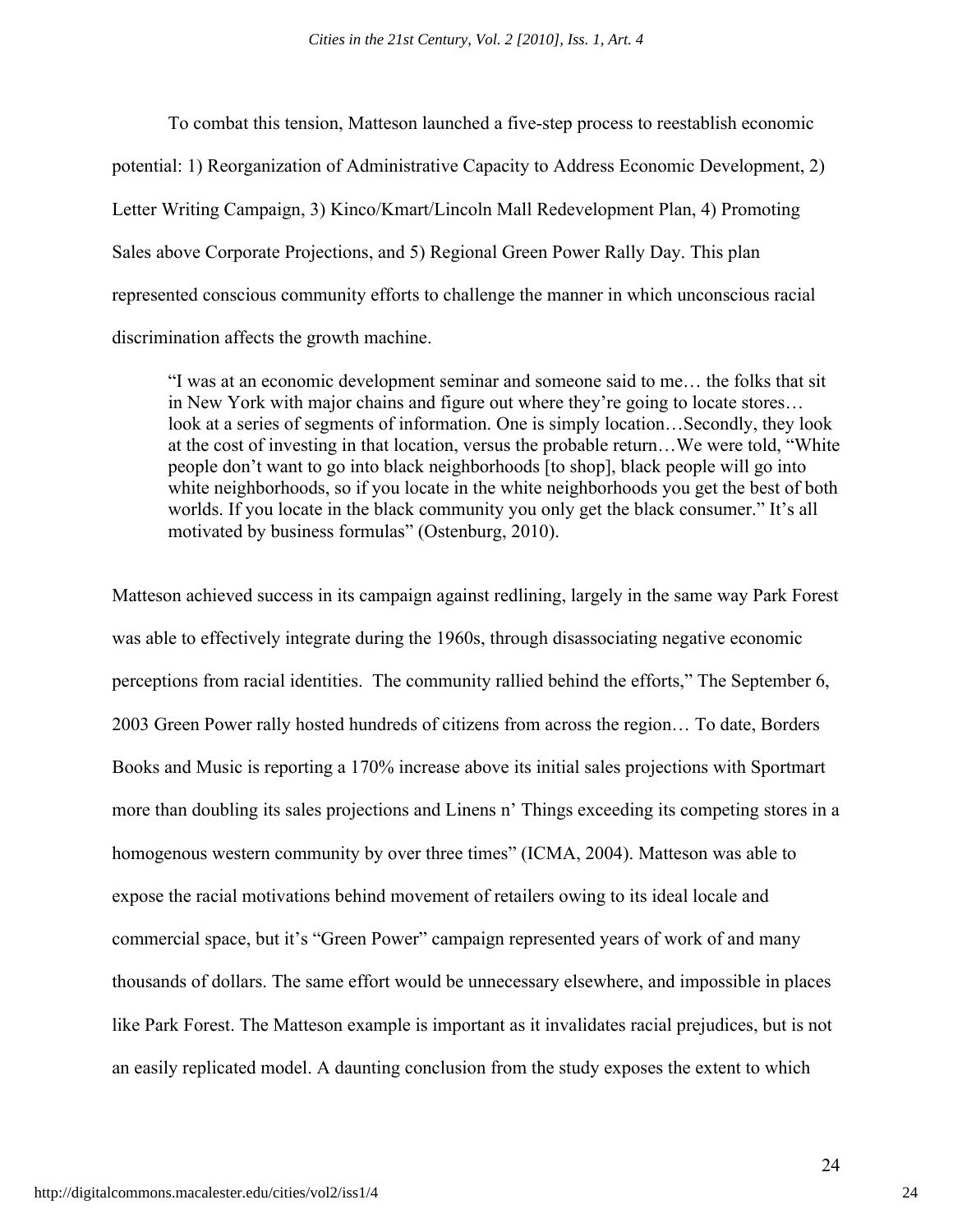To combat this tension, Matteson launched a five-step process to reestablish economic potential: 1) Reorganization of Administrative Capacity to Address Economic Development, 2) Letter Writing Campaign, 3) Kinco/Kmart/Lincoln Mall Redevelopment Plan, 4) Promoting Sales above Corporate Projections, and 5) Regional Green Power Rally Day. This plan represented conscious community efforts to challenge the manner in which unconscious racial discrimination affects the growth machine.

> "I was at an economic development seminar and someone said to me… the folks that sit in New York with major chains and figure out where they're going to locate stores… look at a series of segments of information. One is simply location…Secondly, they look at the cost of investing in that location, versus the probable return…We were told, "White people don't want to go into black neighborhoods [to shop], black people will go into white neighborhoods, so if you locate in the white neighborhoods you get the best of both worlds. If you locate in the black community you only get the black consumer." It's all motivated by business formulas" (Ostenburg, 2010).

Matteson achieved success in its campaign against redlining, largely in the same way Park Forest was able to effectively integrate during the 1960s, through disassociating negative economic perceptions from racial identities. The community rallied behind the efforts," The September 6, 2003 Green Power rally hosted hundreds of citizens from across the region… To date, Borders Books and Music is reporting a 170% increase above its initial sales projections with Sportmart more than doubling its sales projections and Linens n' Things exceeding its competing stores in a homogenous western community by over three times" (ICMA, 2004). Matteson was able to expose the racial motivations behind movement of retailers owing to its ideal locale and commercial space, but it's "Green Power" campaign represented years of work of and many thousands of dollars. The same effort would be unnecessary elsewhere, and impossible in places like Park Forest. The Matteson example is important as it invalidates racial prejudices, but is not an easily replicated model. A daunting conclusion from the study exposes the extent to which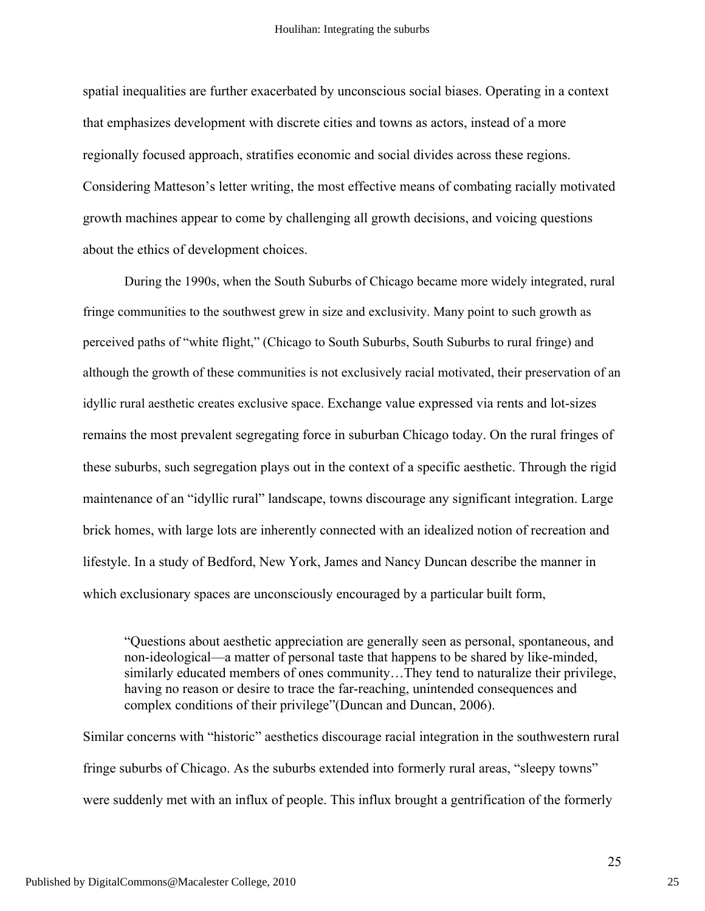spatial inequalities are further exacerbated by unconscious social biases. Operating in a context that emphasizes development with discrete cities and towns as actors, instead of a more regionally focused approach, stratifies economic and social divides across these regions. Considering Matteson's letter writing, the most effective means of combating racially motivated growth machines appear to come by challenging all growth decisions, and voicing questions about the ethics of development choices.

During the 1990s, when the South Suburbs of Chicago became more widely integrated, rural fringe communities to the southwest grew in size and exclusivity. Many point to such growth as perceived paths of "white flight," (Chicago to South Suburbs, South Suburbs to rural fringe) and although the growth of these communities is not exclusively racial motivated, their preservation of an idyllic rural aesthetic creates exclusive space. Exchange value expressed via rents and lot-sizes remains the most prevalent segregating force in suburban Chicago today. On the rural fringes of these suburbs, such segregation plays out in the context of a specific aesthetic. Through the rigid maintenance of an "idyllic rural" landscape, towns discourage any significant integration. Large brick homes, with large lots are inherently connected with an idealized notion of recreation and lifestyle. In a study of Bedford, New York, James and Nancy Duncan describe the manner in which exclusionary spaces are unconsciously encouraged by a particular built form,

> "Questions about aesthetic appreciation are generally seen as personal, spontaneous, and non-ideological—a matter of personal taste that happens to be shared by like-minded, similarly educated members of ones community…They tend to naturalize their privilege, having no reason or desire to trace the far-reaching, unintended consequences and complex conditions of their privilege"(Duncan and Duncan, 2006).

Similar concerns with "historic" aesthetics discourage racial integration in the southwestern rural fringe suburbs of Chicago. As the suburbs extended into formerly rural areas, "sleepy towns" were suddenly met with an influx of people. This influx brought a gentrification of the formerly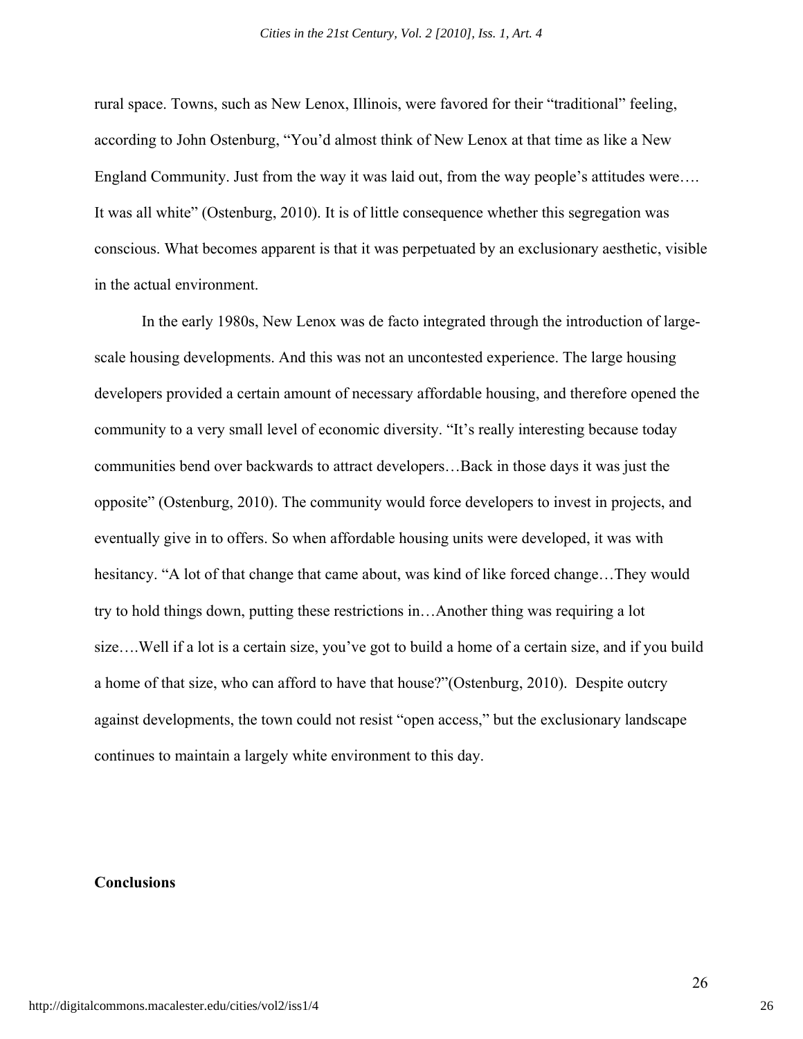rural space. Towns, such as New Lenox, Illinois, were favored for their "traditional" feeling, according to John Ostenburg, "You'd almost think of New Lenox at that time as like a New England Community. Just from the way it was laid out, from the way people's attitudes were…. It was all white" (Ostenburg, 2010). It is of little consequence whether this segregation was conscious. What becomes apparent is that it was perpetuated by an exclusionary aesthetic, visible in the actual environment.

In the early 1980s, New Lenox was de facto integrated through the introduction of large-scale housing developments. And this was not an uncontested experience. The large housing developers provided a certain amount of necessary affordable housing, and therefore opened the community to a very small level of economic diversity. "It's really interesting because today communities bend over backwards to attract developers…Back in those days it was just the opposite" (Ostenburg, 2010). The community would force developers to invest in projects, and eventually give in to offers. So when affordable housing units were developed, it was with hesitancy. "A lot of that change that came about, was kind of like forced change…They would try to hold things down, putting these restrictions in…Another thing was requiring a lot size….Well if a lot is a certain size, you've got to build a home of a certain size, and if you build a home of that size, who can afford to have that house?"(Ostenburg, 2010). Despite outcry against developments, the town could not resist "open access," but the exclusionary landscape continues to maintain a largely white environment to this day.

**Conclusions**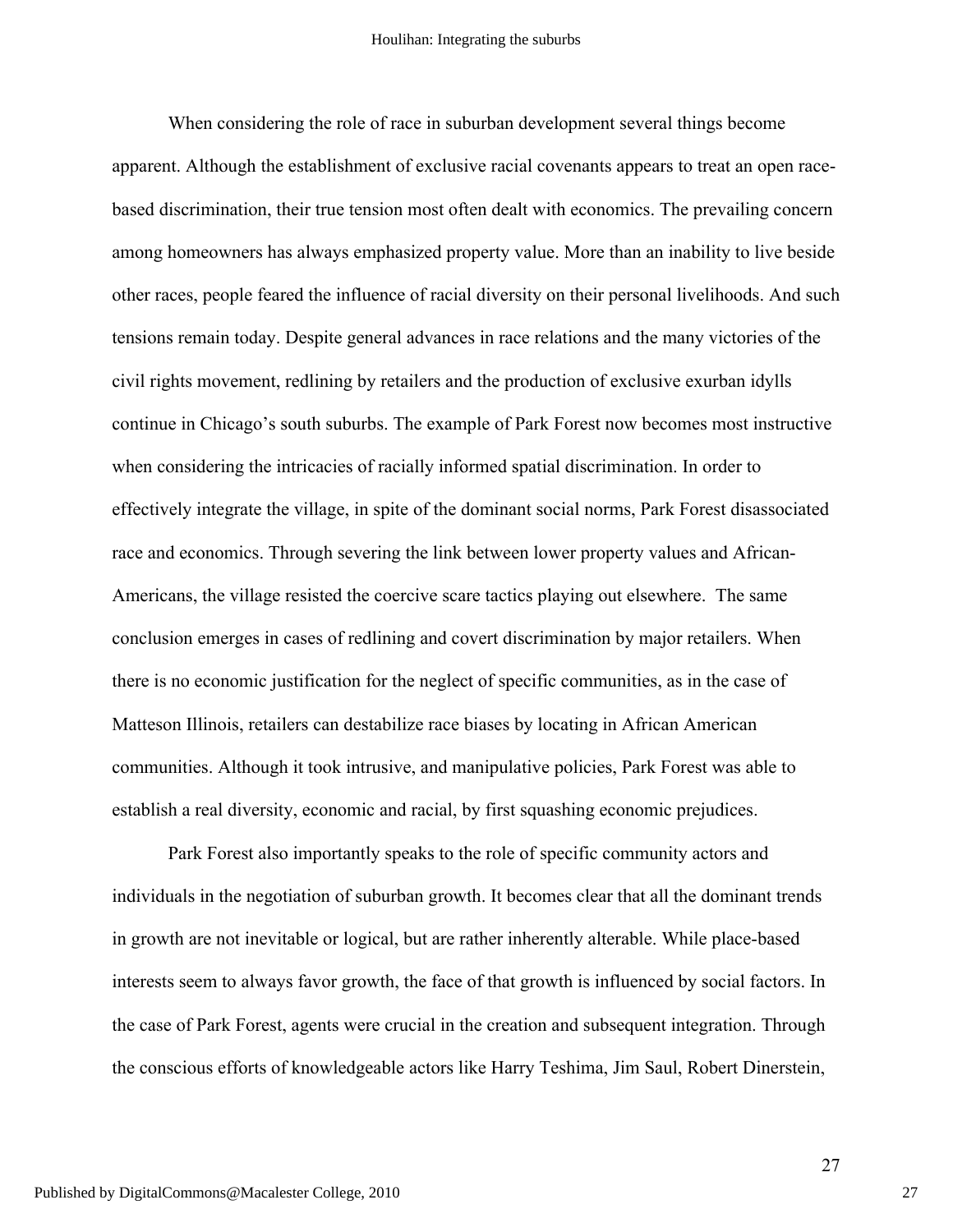When considering the role of race in suburban development several things become apparent. Although the establishment of exclusive racial covenants appears to treat an open race-based discrimination, their true tension most often dealt with economics. The prevailing concern among homeowners has always emphasized property value. More than an inability to live beside other races, people feared the influence of racial diversity on their personal livelihoods. And such tensions remain today. Despite general advances in race relations and the many victories of the civil rights movement, redlining by retailers and the production of exclusive exurban idylls continue in Chicago's south suburbs. The example of Park Forest now becomes most instructive when considering the intricacies of racially informed spatial discrimination. In order to effectively integrate the village, in spite of the dominant social norms, Park Forest disassociated race and economics. Through severing the link between lower property values and African-Americans, the village resisted the coercive scare tactics playing out elsewhere. The same conclusion emerges in cases of redlining and covert discrimination by major retailers. When there is no economic justification for the neglect of specific communities, as in the case of Matteson Illinois, retailers can destabilize race biases by locating in African American communities. Although it took intrusive, and manipulative policies, Park Forest was able to establish a real diversity, economic and racial, by first squashing economic prejudices.

Park Forest also importantly speaks to the role of specific community actors and individuals in the negotiation of suburban growth. It becomes clear that all the dominant trends in growth are not inevitable or logical, but are rather inherently alterable. While place-based interests seem to always favor growth, the face of that growth is influenced by social factors. In the case of Park Forest, agents were crucial in the creation and subsequent integration. Through the conscious efforts of knowledgeable actors like Harry Teshima, Jim Saul, Robert Dinerstein,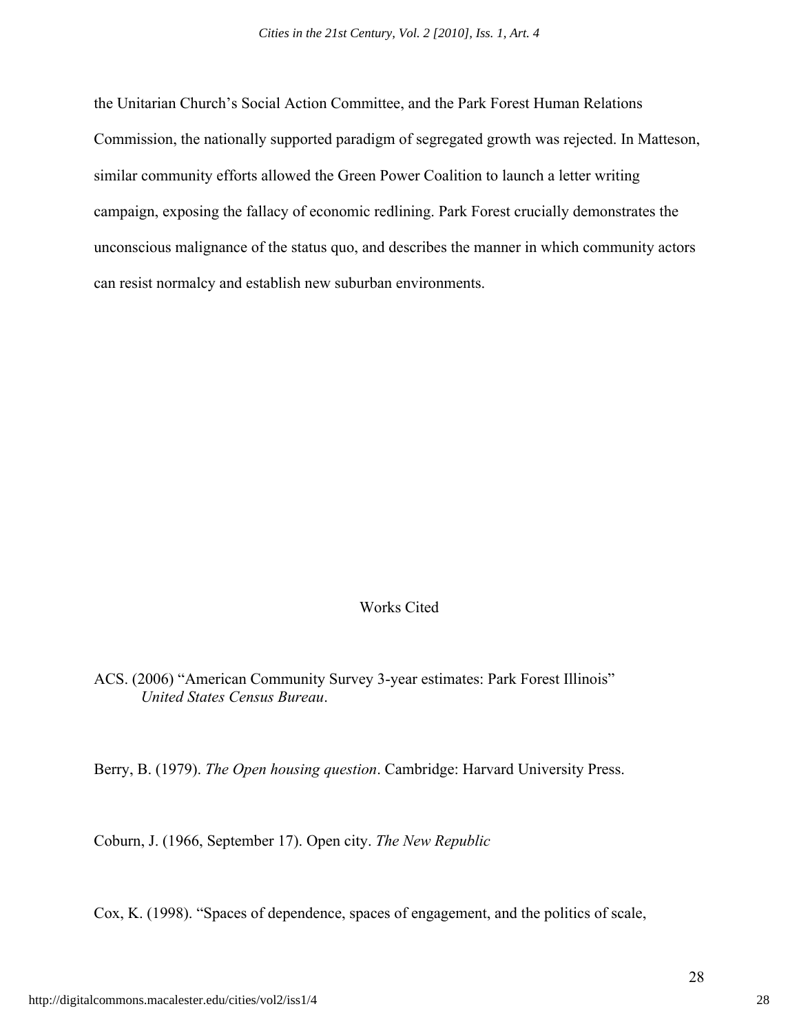the Unitarian Church's Social Action Committee, and the Park Forest Human Relations Commission, the nationally supported paradigm of segregated growth was rejected. In Matteson, similar community efforts allowed the Green Power Coalition to launch a letter writing campaign, exposing the fallacy of economic redlining. Park Forest crucially demonstrates the unconscious malignance of the status quo, and describes the manner in which community actors can resist normalcy and establish new suburban environments.

## Works Cited

ACS. (2006) "American Community Survey 3-year estimates: Park Forest Illinois" *United States Census Bureau*.

Berry, B. (1979). *The Open housing question*. Cambridge: Harvard University Press.

Coburn, J. (1966, September 17). Open city. *The New Republic*

Cox, K. (1998). "Spaces of dependence, spaces of engagement, and the politics of scale,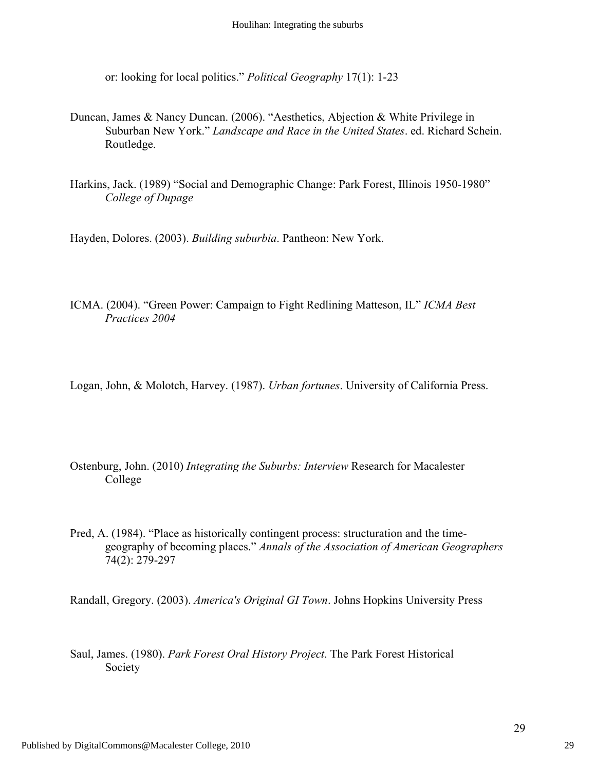or: looking for local politics." *Political Geography* 17(1): 1-23

Duncan, James & Nancy Duncan. (2006). "Aesthetics, Abjection & White Privilege in Suburban New York." *Landscape and Race in the United States*. ed. Richard Schein. Routledge.

Harkins, Jack. (1989) "Social and Demographic Change: Park Forest, Illinois 1950-1980" *College of Dupage*

Hayden, Dolores. (2003). *Building suburbia*. Pantheon: New York.

ICMA. (2004). "Green Power: Campaign to Fight Redlining Matteson, IL" *ICMA Best Practices 2004*

Logan, John, & Molotch, Harvey. (1987). *Urban fortunes*. University of California Press.

Ostenburg, John. (2010) *Integrating the Suburbs: Interview* Research for Macalester College

Pred, A. (1984). "Place as historically contingent process: structuration and the time-geography of becoming places." *Annals of the Association of American Geographers* 74(2): 279-297

Randall, Gregory. (2003). *America's Original GI Town*. Johns Hopkins University Press

Saul, James. (1980). *Park Forest Oral History Project*. The Park Forest Historical Society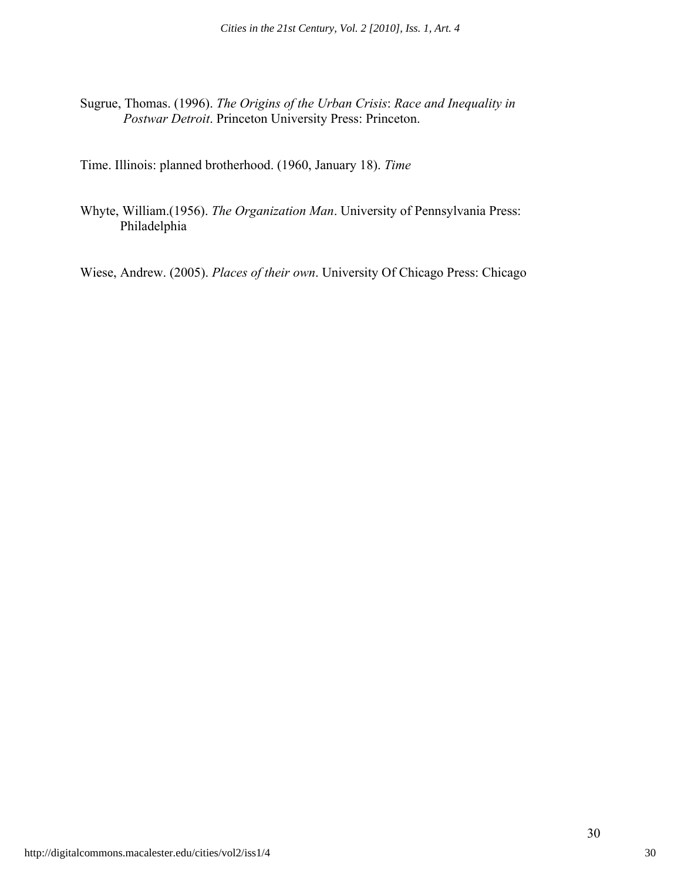Sugrue, Thomas. (1996). *The Origins of the Urban Crisis*: *Race and Inequality in Postwar Detroit*. Princeton University Press: Princeton.

Time. Illinois: planned brotherhood. (1960, January 18). *Time*

Whyte, William.(1956). *The Organization Man*. University of Pennsylvania Press: Philadelphia

Wiese, Andrew. (2005). *Places of their own*. University Of Chicago Press: Chicago